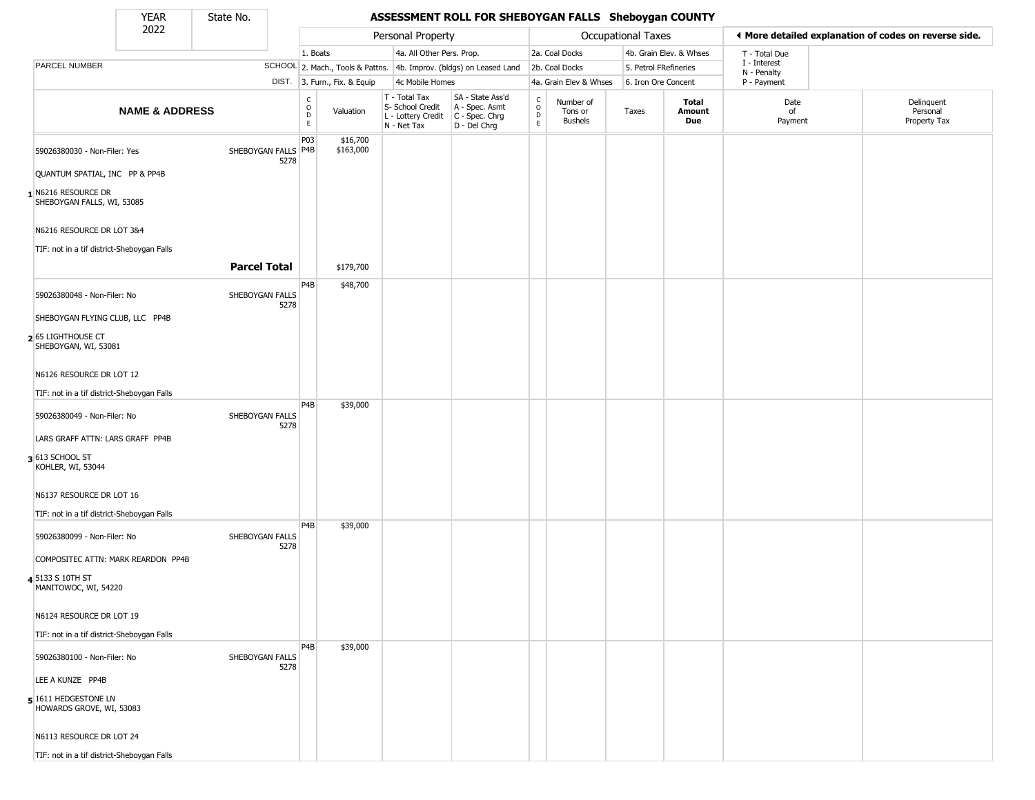| YEAR | State No. |
|---|---|
| 2022 | |

# ASSESSMENT ROLL FOR SHEBOYGAN FALLS Sheboygan COUNTY

| Personal Property | | Occupational Taxes | | ◀ More detailed explanation of codes on reverse side. |
|---|---|---|---|---|
| 1. Boats | 4a. All Other Pers. Prop. | 2a. Coal Docks | 4b. Grain Elev. & Whses | T - Total Due |
| 2. Mach., Tools & Pattns. | 4b. Improv. (bldgs) on Leased Land | 2b. Coal Docks | 5. Petrol FRefineries | I - Interest<br>N - Penalty |
| 3. Furn., Fix. & Equip | 4c Mobile Homes | 4a. Grain Elev & Whses | 6. Iron Ore Concent | P - Payment |

| | PARCEL NUMBER / NAME & ADDRESS | SCHOOL DIST. | CODE | Valuation | T - Total Tax<br>S- School Credit<br>L - Lottery Credit<br>N - Net Tax | SA - State Ass'd<br>A - Spec. Asmt<br>C - Spec. Chrg<br>D - Del Chrg | CODE | Number of Tons or Bushels | Taxes | Total Amount Due | Date of Payment | Delinquent Personal Property Tax |
|---|---|---|---|---|---|---|---|---|---|---|---|---|
| 1 | 59026380030 - Non-Filer: Yes<br>QUANTUM SPATIAL, INC PP & PP4B<br>N6216 RESOURCE DR<br>SHEBOYGAN FALLS, WI, 53085<br>N6216 RESOURCE DR LOT 3&4<br>TIF: not in a tif district-Sheboygan Falls | SHEBOYGAN FALLS 5278 | P03<br>P4B | $16,700<br>$163,000 | | | | | | | | |
| | **Parcel Total** | | | $179,700 | | | | | | | | |
| 2 | 59026380048 - Non-Filer: No<br>SHEBOYGAN FLYING CLUB, LLC PP4B<br>65 LIGHTHOUSE CT<br>SHEBOYGAN, WI, 53081<br>N6126 RESOURCE DR LOT 12<br>TIF: not in a tif district-Sheboygan Falls | SHEBOYGAN FALLS 5278 | P4B | $48,700 | | | | | | | | |
| 3 | 59026380049 - Non-Filer: No<br>LARS GRAFF ATTN: LARS GRAFF PP4B<br>613 SCHOOL ST<br>KOHLER, WI, 53044<br>N6137 RESOURCE DR LOT 16<br>TIF: not in a tif district-Sheboygan Falls | SHEBOYGAN FALLS 5278 | P4B | $39,000 | | | | | | | | |
| 4 | 59026380099 - Non-Filer: No<br>COMPOSITEC ATTN: MARK REARDON PP4B<br>5133 S 10TH ST<br>MANITOWOC, WI, 54220<br>N6124 RESOURCE DR LOT 19<br>TIF: not in a tif district-Sheboygan Falls | SHEBOYGAN FALLS 5278 | P4B | $39,000 | | | | | | | | |
| 5 | 59026380100 - Non-Filer: No<br>LEE A KUNZE PP4B<br>1611 HEDGESTONE LN<br>HOWARDS GROVE, WI, 53083<br>N6113 RESOURCE DR LOT 24<br>TIF: not in a tif district-Sheboygan Falls | SHEBOYGAN FALLS 5278 | P4B | $39,000 | | | | | | | | |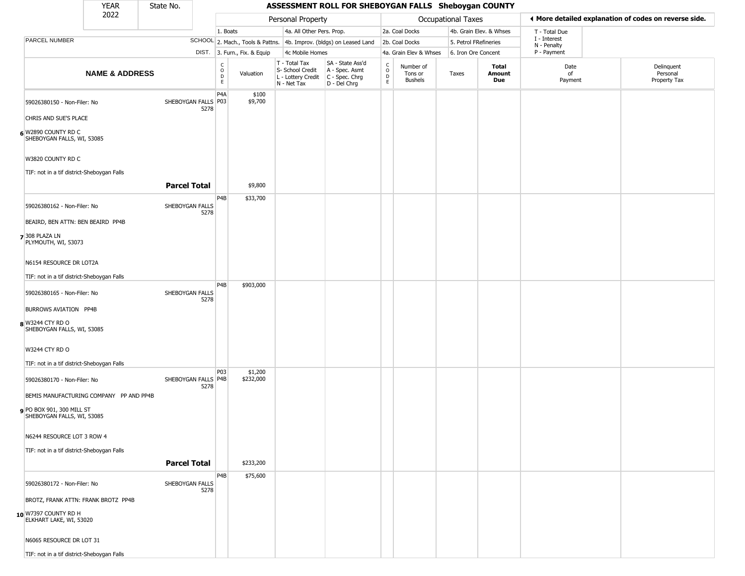# ASSESSMENT ROLL FOR SHEBOYGAN FALLS Sheboygan COUNTY

| YEAR | State No. |
|---|---|
| 2022 | |

| Personal Property | | Occupational Taxes | | ◄ More detailed explanation of codes on reverse side. |
|---|---|---|---|---|
| 1. Boats | 4a. All Other Pers. Prop. | 2a. Coal Docks | 4b. Grain Elev. & Whses | T - Total Due |
| 2. Mach., Tools & Pattns. | 4b. Improv. (bldgs) on Leased Land | 2b. Coal Docks | 5. Petrol FRefineries | I - Interest |
| 3. Furn., Fix. & Equip | 4c Mobile Homes | 4a. Grain Elev & Whses | 6. Iron Ore Concent | N - Penalty |
| | | | | P - Payment |

| | PARCEL NUMBER / NAME & ADDRESS | SCHOOL DIST. | CODE | Valuation | T - Total Tax S- School Credit L - Lottery Credit N - Net Tax | SA - State Ass'd A - Spec. Asmt C - Spec. Chrg D - Del Chrg | CODE | Number of Tons or Bushels | Taxes | Total Amount Due | Date of Payment | Delinquent Personal Property Tax |
|---|---|---|---|---|---|---|---|---|---|---|---|---|
| 6 | 59026380150 - Non-Filer: No<br>CHRIS AND SUE'S PLACE<br>W2890 COUNTY RD C<br>SHEBOYGAN FALLS, WI, 53085<br>W3820 COUNTY RD C<br>TIF: not in a tif district-Sheboygan Falls | SHEBOYGAN FALLS 5278 | P4A<br>P03 | $100<br>$9,700 | | | | | | | | |
| | **Parcel Total** | | | $9,800 | | | | | | | | |
| 7 | 59026380162 - Non-Filer: No<br>BEAIRD, BEN ATTN: BEN BEAIRD PP4B<br>308 PLAZA LN<br>PLYMOUTH, WI, 53073<br>N6154 RESOURCE DR LOT2A<br>TIF: not in a tif district-Sheboygan Falls | SHEBOYGAN FALLS 5278 | P4B | $33,700 | | | | | | | | |
| 8 | 59026380165 - Non-Filer: No<br>BURROWS AVIATION PP4B<br>W3244 CTY RD O<br>SHEBOYGAN FALLS, WI, 53085<br>W3244 CTY RD O<br>TIF: not in a tif district-Sheboygan Falls | SHEBOYGAN FALLS 5278 | P4B | $903,000 | | | | | | | | |
| 9 | 59026380170 - Non-Filer: No<br>BEMIS MANUFACTURING COMPANY PP AND PP4B<br>PO BOX 901, 300 MILL ST<br>SHEBOYGAN FALLS, WI, 53085<br>N6244 RESOURCE LOT 3 ROW 4<br>TIF: not in a tif district-Sheboygan Falls | SHEBOYGAN FALLS 5278 | P03<br>P4B | $1,200<br>$232,000 | | | | | | | | |
| | **Parcel Total** | | | $233,200 | | | | | | | | |
| 10 | 59026380172 - Non-Filer: No<br>BROTZ, FRANK ATTN: FRANK BROTZ PP4B<br>W7397 COUNTY RD H<br>ELKHART LAKE, WI, 53020<br>N6065 RESOURCE DR LOT 31<br>TIF: not in a tif district-Sheboygan Falls | SHEBOYGAN FALLS 5278 | P4B | $75,600 | | | | | | | | |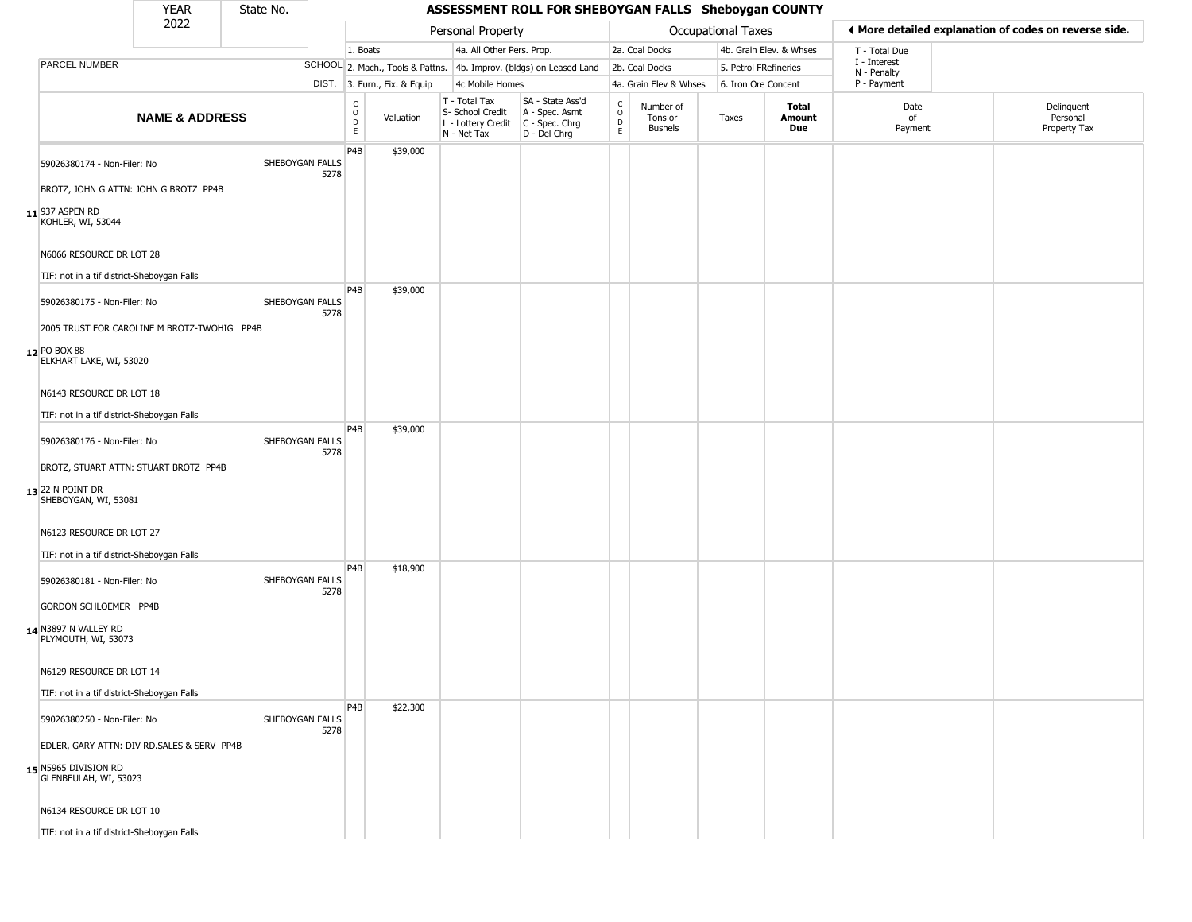| YEAR 2022 | State No. | ASSESSMENT ROLL FOR SHEBOYGAN FALLS Sheboygan COUNTY | | | | | | | | | | |
|---|---|---|---|---|---|---|---|---|---|---|---|---|

| | | Personal Property | | | | Occupational Taxes | | | | ◂ More detailed explanation of codes on reverse side. | |
|---|---|---|---|---|---|---|---|---|---|---|---|
| PARCEL NUMBER | SCHOOL DIST. | 1. Boats / 2. Mach., Tools & Pattns. / 3. Furn., Fix. & Equip | | 4a. All Other Pers. Prop. / 4b. Improv. (bldgs) on Leased Land / 4c Mobile Homes | | 2a. Coal Docks / 2b. Coal Docks / 4a. Grain Elev & Whses | | 4b. Grain Elev. & Whses / 5. Petrol FRefineries / 6. Iron Ore Concent | | T - Total Due / I - Interest / N - Penalty / P - Payment | |
| **NAME & ADDRESS** | | CODE | Valuation | T - Total Tax / S- School Credit / L - Lottery Credit / N - Net Tax | SA - State Ass'd / A - Spec. Asmt / C - Spec. Chrg / D - Del Chrg | CODE | Number of Tons or Bushels | Taxes | **Total Amount Due** | Date of Payment | Delinquent Personal Property Tax |
| **11** 59026380174 - Non-Filer: No<br>BROTZ, JOHN G ATTN: JOHN G BROTZ PP4B<br>937 ASPEN RD<br>KOHLER, WI, 53044<br>N6066 RESOURCE DR LOT 28<br>TIF: not in a tif district-Sheboygan Falls | SHEBOYGAN FALLS 5278 | P4B | $39,000 | | | | | | | | |
| **12** 59026380175 - Non-Filer: No<br>2005 TRUST FOR CAROLINE M BROTZ-TWOHIG PP4B<br>PO BOX 88<br>ELKHART LAKE, WI, 53020<br>N6143 RESOURCE DR LOT 18<br>TIF: not in a tif district-Sheboygan Falls | SHEBOYGAN FALLS 5278 | P4B | $39,000 | | | | | | | | |
| **13** 59026380176 - Non-Filer: No<br>BROTZ, STUART ATTN: STUART BROTZ PP4B<br>22 N POINT DR<br>SHEBOYGAN, WI, 53081<br>N6123 RESOURCE DR LOT 27<br>TIF: not in a tif district-Sheboygan Falls | SHEBOYGAN FALLS 5278 | P4B | $39,000 | | | | | | | | |
| **14** 59026380181 - Non-Filer: No<br>GORDON SCHLOEMER PP4B<br>N3897 N VALLEY RD<br>PLYMOUTH, WI, 53073<br>N6129 RESOURCE DR LOT 14<br>TIF: not in a tif district-Sheboygan Falls | SHEBOYGAN FALLS 5278 | P4B | $18,900 | | | | | | | | |
| **15** 59026380250 - Non-Filer: No<br>EDLER, GARY ATTN: DIV RD.SALES & SERV PP4B<br>N5965 DIVISION RD<br>GLENBEULAH, WI, 53023<br>N6134 RESOURCE DR LOT 10<br>TIF: not in a tif district-Sheboygan Falls | SHEBOYGAN FALLS 5278 | P4B | $22,300 | | | | | | | | |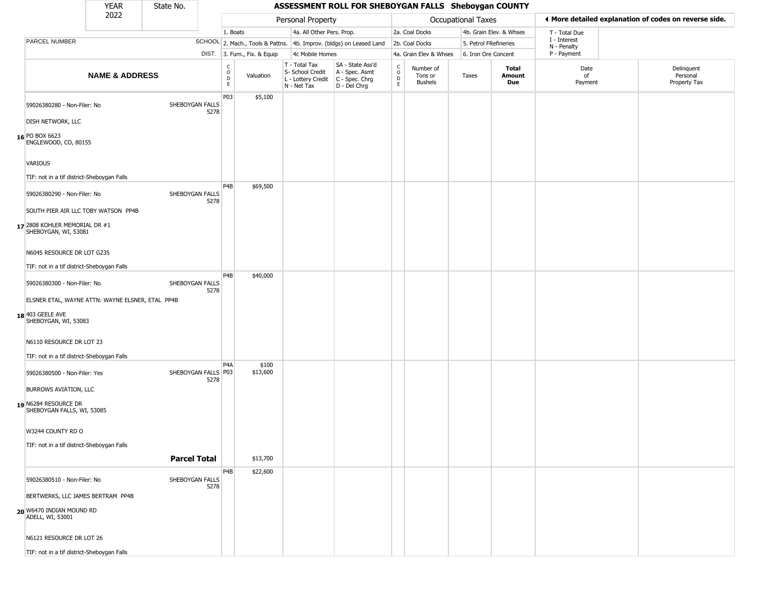| YEAR 2022 | State No. | ASSESSMENT ROLL FOR SHEBOYGAN FALLS Sheboygan COUNTY |
|---|---|---|

| | | Personal Property | | | | Occupational Taxes | | | | ◄ More detailed explanation of codes on reverse side. | |
|---|---|---|---|---|---|---|---|---|---|---|---|
| | | 1. Boats | | 4a. All Other Pers. Prop. | | 2a. Coal Docks | | 4b. Grain Elev. & Whses | | T - Total Due | |
| PARCEL NUMBER | SCHOOL | 2. Mach., Tools & Pattns. | | 4b. Improv. (bldgs) on Leased Land | | 2b. Coal Docks | | 5. Petrol FRefineries | | I - Interest N - Penalty | |
| | DIST. | 3. Furn., Fix. & Equip | | 4c Mobile Homes | | 4a. Grain Elev & Whses | | 6. Iron Ore Concent | | P - Payment | |
| **NAME & ADDRESS** | | CODE | Valuation | T - Total Tax S- School Credit L - Lottery Credit N - Net Tax | SA - State Ass'd A - Spec. Asmt C - Spec. Chrg D - Del Chrg | CODE | Number of Tons or Bushels | Taxes | **Total Amount Due** | Date of Payment | Delinquent Personal Property Tax |
| 16 59026380280 - Non-Filer: No<br>DISH NETWORK, LLC<br>PO BOX 6623<br>ENGLEWOOD, CO, 80155<br>VARIOUS<br>TIF: not in a tif district-Sheboygan Falls | SHEBOYGAN FALLS 5278 | P03 | $5,100 | | | | | | | | |
| 17 59026380290 - Non-Filer: No<br>SOUTH PIER AIR LLC TOBY WATSON PP4B<br>2808 KOHLER MEMORIAL DR #1<br>SHEBOYGAN, WI, 53081<br>N6045 RESOURCE DR LOT G235<br>TIF: not in a tif district-Sheboygan Falls | SHEBOYGAN FALLS 5278 | P4B | $69,500 | | | | | | | | |
| 18 59026380300 - Non-Filer: No<br>ELSNER ETAL, WAYNE ATTN: WAYNE ELSNER, ETAL PP4B<br>403 GEELE AVE<br>SHEBOYGAN, WI, 53083<br>N6110 RESOURCE DR LOT 23<br>TIF: not in a tif district-Sheboygan Falls | SHEBOYGAN FALLS 5278 | P4B | $40,000 | | | | | | | | |
| 19 59026380500 - Non-Filer: Yes<br>BURROWS AVIATION, LLC<br>N6284 RESOURCE DR<br>SHEBOYGAN FALLS, WI, 53085<br>W3244 COUNTY RD O<br>TIF: not in a tif district-Sheboygan Falls | SHEBOYGAN FALLS 5278 | P4A<br>P03 | $100<br>$13,600 | | | | | | | | |
| **Parcel Total** | | | $13,700 | | | | | | | | |
| 20 59026380510 - Non-Filer: No<br>BERTWERKS, LLC JAMES BERTRAM PP4B<br>W6470 INDIAN MOUND RD<br>ADELL, WI, 53001<br>N6121 RESOURCE DR LOT 26<br>TIF: not in a tif district-Sheboygan Falls | SHEBOYGAN FALLS 5278 | P4B | $22,600 | | | | | | | | |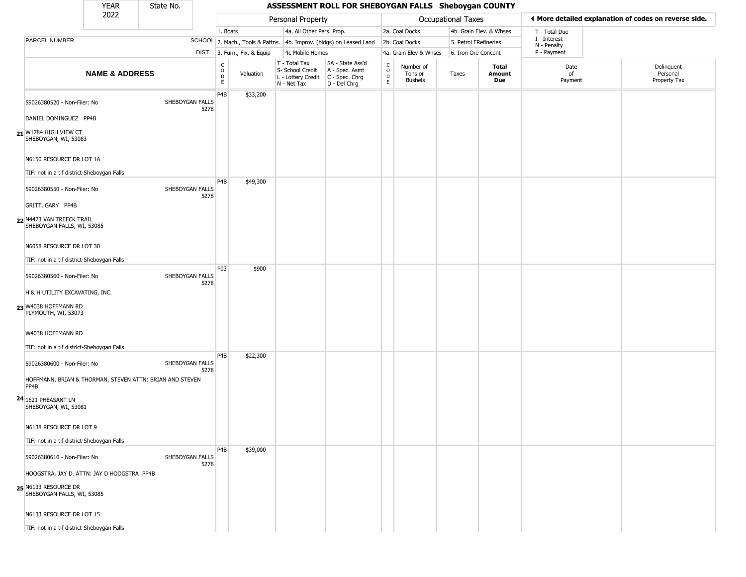| YEAR 2022 | State No. | ASSESSMENT ROLL FOR SHEBOYGAN FALLS Sheboygan COUNTY | | | | | | | | | | |
|---|---|---|---|---|---|---|---|---|---|---|---|---|

**Personal Property:** 1. Boats; 2. Mach., Tools & Pattns.; 3. Furn., Fix. & Equip; 4a. All Other Pers. Prop.; 4b. Improv. (bldgs) on Leased Land; 4c Mobile Homes

**Occupational Taxes:** 2a. Coal Docks; 2b. Coal Docks; 4a. Grain Elev & Whses; 4b. Grain Elev. & Whses; 5. Petrol FRefineries; 6. Iron Ore Concent

◀ More detailed explanation of codes on reverse side.

T - Total Due; I - Interest; N - Penalty; P - Payment

| | NAME & ADDRESS | SCHOOL DIST. | CODE | Valuation | T - Total Tax / S- School Credit / L - Lottery Credit / N - Net Tax | SA - State Ass'd / A - Spec. Asmt / C - Spec. Chrg / D - Del Chrg | CODE | Number of Tons or Bushels | Taxes | Total Amount Due | Date of Payment | Delinquent Personal Property Tax |
|---|---|---|---|---|---|---|---|---|---|---|---|---|
| 21 | 59026380520 - Non-Filer: No<br>DANIEL DOMINGUEZ PP4B<br>W1784 HIGH VIEW CT<br>SHEBOYGAN, WI, 53083<br>N6150 RESOURCE DR LOT 1A<br>TIF: not in a tif district-Sheboygan Falls | SHEBOYGAN FALLS 5278 | P4B | $33,200 | | | | | | | | |
| 22 | 59026380550 - Non-Filer: No<br>GRITT, GARY PP4B<br>N4473 VAN TREECK TRAIL<br>SHEBOYGAN FALLS, WI, 53085<br>N6058 RESOURCE DR LOT 30<br>TIF: not in a tif district-Sheboygan Falls | SHEBOYGAN FALLS 5278 | P4B | $49,300 | | | | | | | | |
| 23 | 59026380560 - Non-Filer: No<br>H & H UTILITY EXCAVATING, INC.<br>W4038 HOFFMANN RD<br>PLYMOUTH, WI, 53073<br>W4038 HOFFMANN RD<br>TIF: not in a tif district-Sheboygan Falls | SHEBOYGAN FALLS 5278 | P03 | $900 | | | | | | | | |
| 24 | 59026380600 - Non-Filer: No<br>HOFFMANN, BRIAN & THORMAN, STEVEN ATTN: BRIAN AND STEVEN PP4B<br>1621 PHEASANT LN<br>SHEBOYGAN, WI, 53081<br>N6138 RESOURCE DR LOT 9<br>TIF: not in a tif district-Sheboygan Falls | SHEBOYGAN FALLS 5278 | P4B | $22,300 | | | | | | | | |
| 25 | 59026380610 - Non-Filer: No<br>HOOGSTRA, JAY D. ATTN: JAY D HOOGSTRA PP4B<br>N6133 RESOURCE DR<br>SHEBOYGAN FALLS, WI, 53085<br>N6133 RESOURCE DR LOT 15<br>TIF: not in a tif district-Sheboygan Falls | SHEBOYGAN FALLS 5278 | P4B | $39,000 | | | | | | | | |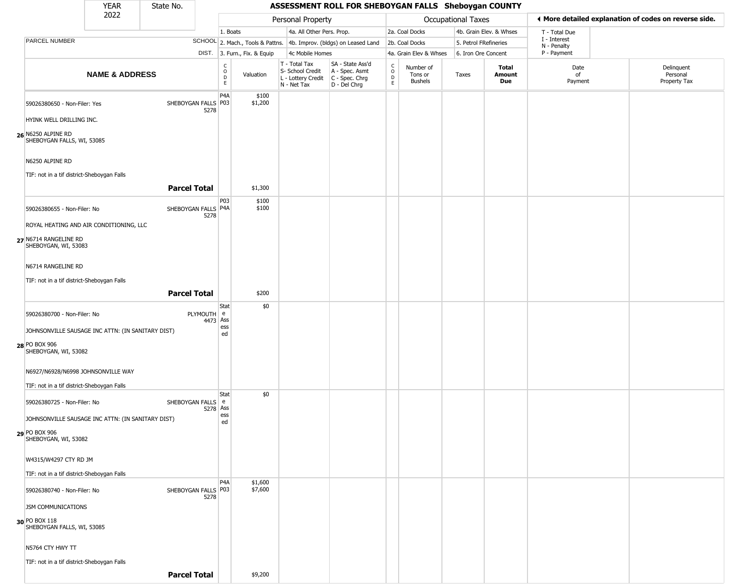# ASSESSMENT ROLL FOR SHEBOYGAN FALLS Sheboygan COUNTY

YEAR 2022 | State No.

| | | Personal Property | | | | Occupational Taxes | | | | ◄ More detailed explanation of codes on reverse side. | |
|---|---|---|---|---|---|---|---|---|---|---|---|
| PARCEL NUMBER | SCHOOL DIST. | 1. Boats<br>2. Mach., Tools & Pattns.<br>3. Furn., Fix. & Equip | | 4a. All Other Pers. Prop.<br>4b. Improv. (bldgs) on Leased Land<br>4c Mobile Homes | | 2a. Coal Docks<br>2b. Coal Docks<br>4a. Grain Elev & Whses | | 4b. Grain Elev. & Whses<br>5. Petrol FRefineries<br>6. Iron Ore Concent | | T - Total Due<br>I - Interest<br>N - Penalty<br>P - Payment | |
| NAME & ADDRESS | | CODE | Valuation | T - Total Tax<br>S- School Credit<br>L - Lottery Credit<br>N - Net Tax | SA - State Ass'd<br>A - Spec. Asmt<br>C - Spec. Chrg<br>D - Del Chrg | CODE | Number of Tons or Bushels | Taxes | Total Amount Due | Date of Payment | Delinquent Personal Property Tax |
| 26 59026380650 - Non-Filer: Yes<br>HYINK WELL DRILLING INC.<br>N6250 ALPINE RD<br>SHEBOYGAN FALLS, WI, 53085<br>N6250 ALPINE RD<br>TIF: not in a tif district-Sheboygan Falls | SHEBOYGAN FALLS 5278 | P4A<br>P03 | $100<br>$1,200 | | | | | | | | |
| | **Parcel Total** | | $1,300 | | | | | | | | |
| 27 59026380655 - Non-Filer: No<br>ROYAL HEATING AND AIR CONDITIONING, LLC<br>N6714 RANGELINE RD<br>SHEBOYGAN, WI, 53083<br>N6714 RANGELINE RD<br>TIF: not in a tif district-Sheboygan Falls | SHEBOYGAN FALLS 5278 | P03<br>P4A | $100<br>$100 | | | | | | | | |
| | **Parcel Total** | | $200 | | | | | | | | |
| 28 59026380700 - Non-Filer: No<br>JOHNSONVILLE SAUSAGE INC ATTN: (IN SANITARY DIST)<br>PO BOX 906<br>SHEBOYGAN, WI, 53082<br>N6927/N6928/N6998 JOHNSONVILLE WAY<br>TIF: not in a tif district-Sheboygan Falls | PLYMOUTH 4473 | State Assessed | $0 | | | | | | | | |
| 29 59026380725 - Non-Filer: No<br>JOHNSONVILLE SAUSAGE INC ATTN: (IN SANITARY DIST)<br>PO BOX 906<br>SHEBOYGAN, WI, 53082<br>W4315/W4297 CTY RD JM<br>TIF: not in a tif district-Sheboygan Falls | SHEBOYGAN FALLS 5278 | State Assessed | $0 | | | | | | | | |
| 30 59026380740 - Non-Filer: No<br>JSM COMMUNICATIONS<br>PO BOX 118<br>SHEBOYGAN FALLS, WI, 53085<br>N5764 CTY HWY TT<br>TIF: not in a tif district-Sheboygan Falls | SHEBOYGAN FALLS 5278 | P4A<br>P03 | $1,600<br>$7,600 | | | | | | | | |
| | **Parcel Total** | | $9,200 | | | | | | | | |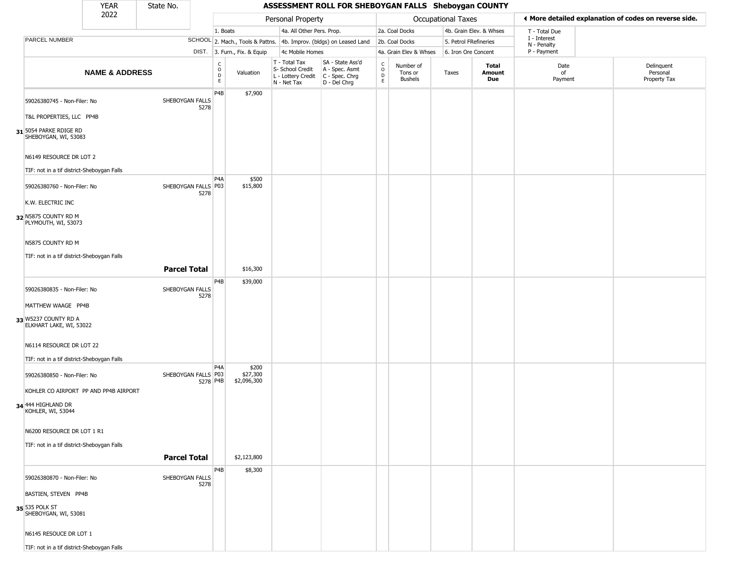# ASSESSMENT ROLL FOR SHEBOYGAN FALLS Sheboygan COUNTY

YEAR 2022 | State No.

| PARCEL NUMBER / NAME & ADDRESS | SCHOOL DIST. | CODE | Valuation | T - Total Tax / S- School Credit / L - Lottery Credit / N - Net Tax | SA - State Ass'd / A - Spec. Asmt / C - Spec. Chrg / D - Del Chrg | CODE | Number of Tons or Bushels | Taxes | Total Amount Due | Date of Payment | Delinquent Personal Property Tax |
|---|---|---|---|---|---|---|---|---|---|---|---|
| | | | **Personal Property** | | | | **Occupational Taxes** | | | | |
| | | | 1. Boats / 2. Mach., Tools & Pattns. / 3. Furn., Fix. & Equip | 4a. All Other Pers. Prop. / 4b. Improv. (bldgs) on Leased Land / 4c Mobile Homes | | | 2a. Coal Docks / 2b. Coal Docks / 4a. Grain Elev & Whses | 4b. Grain Elev. & Whses / 5. Petrol FRefineries / 6. Iron Ore Concent | | T - Total Due / I - Interest / N - Penalty / P - Payment | ◀ More detailed explanation of codes on reverse side. |
| 59026380745 - Non-Filer: No<br>T&L PROPERTIES, LLC PP4B<br>31 5054 PARKE RDIGE RD<br>SHEBOYGAN, WI, 53083<br>N6149 RESOURCE DR LOT 2<br>TIF: not in a tif district-Sheboygan Falls | SHEBOYGAN FALLS 5278 | P4B | $7,900 | | | | | | | | |
| 59026380760 - Non-Filer: No<br>K.W. ELECTRIC INC<br>32 N5875 COUNTY RD M<br>PLYMOUTH, WI, 53073<br>N5875 COUNTY RD M<br>TIF: not in a tif district-Sheboygan Falls | SHEBOYGAN FALLS 5278 | P4A<br>P03 | $500<br>$15,800 | | | | | | | | |
| **Parcel Total** | | | $16,300 | | | | | | | | |
| 59026380835 - Non-Filer: No<br>MATTHEW WAAGE PP4B<br>33 W5237 COUNTY RD A<br>ELKHART LAKE, WI, 53022<br>N6114 RESOURCE DR LOT 22<br>TIF: not in a tif district-Sheboygan Falls | SHEBOYGAN FALLS 5278 | P4B | $39,000 | | | | | | | | |
| 59026380850 - Non-Filer: No<br>KOHLER CO AIRPORT PP AND PP4B AIRPORT<br>34 444 HIGHLAND DR<br>KOHLER, WI, 53044<br>N6200 RESOURCE DR LOT 1 R1<br>TIF: not in a tif district-Sheboygan Falls | SHEBOYGAN FALLS 5278 | P4A<br>P03<br>P4B | $200<br>$27,300<br>$2,096,300 | | | | | | | | |
| **Parcel Total** | | | $2,123,800 | | | | | | | | |
| 59026380870 - Non-Filer: No<br>BASTIEN, STEVEN PP4B<br>35 535 POLK ST<br>SHEBOYGAN, WI, 53081<br>N6145 RESOUCE DR LOT 1<br>TIF: not in a tif district-Sheboygan Falls | SHEBOYGAN FALLS 5278 | P4B | $8,300 | | | | | | | | |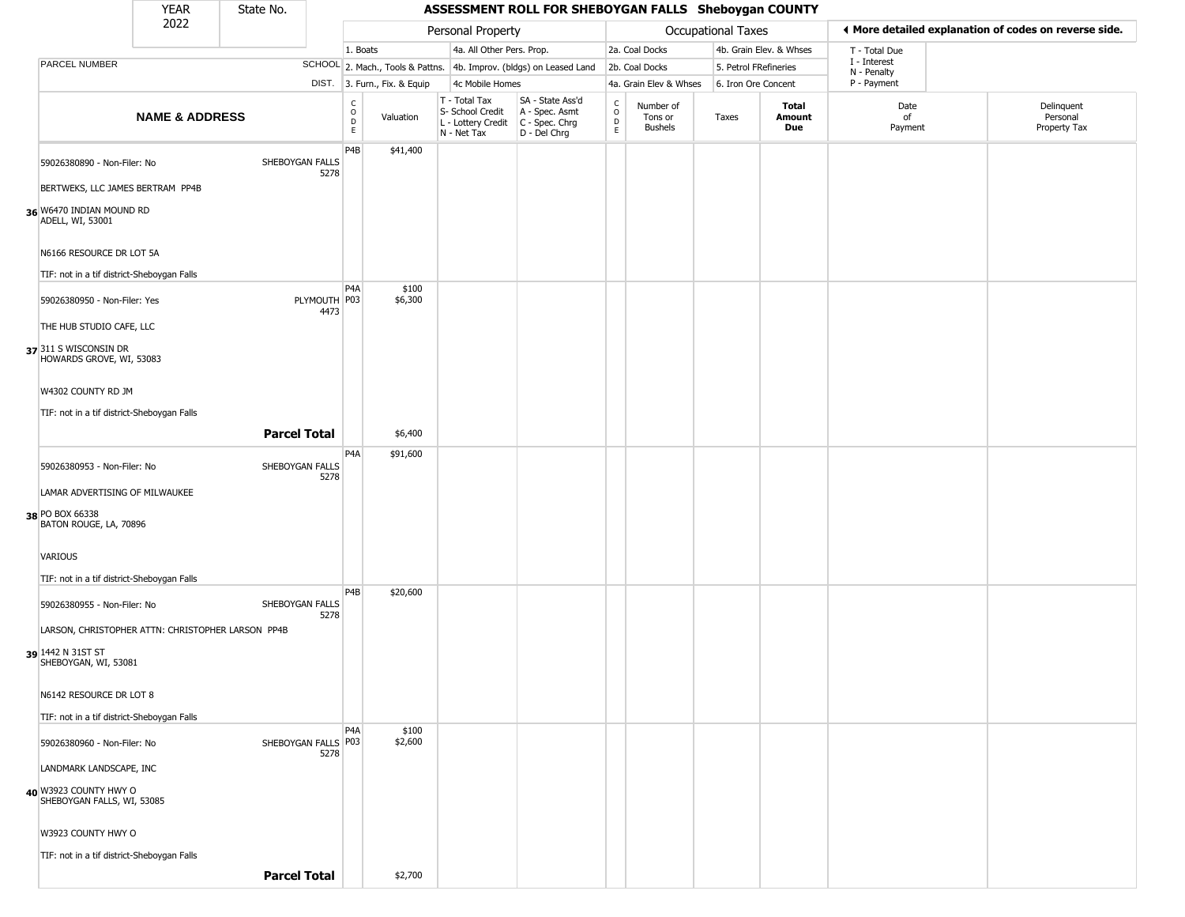# ASSESSMENT ROLL FOR SHEBOYGAN FALLS Sheboygan COUNTY

YEAR 2022 | State No.

| | | Personal Property | | | | Occupational Taxes | | | | ◄ More detailed explanation of codes on reverse side. | |
|---|---|---|---|---|---|---|---|---|---|---|---|
| PARCEL NUMBER | SCHOOL DIST. | 1. Boats<br>2. Mach., Tools & Pattns.<br>3. Furn., Fix. & Equip | | 4a. All Other Pers. Prop.<br>4b. Improv. (bldgs) on Leased Land<br>4c Mobile Homes | | 2a. Coal Docks<br>2b. Coal Docks<br>4a. Grain Elev & Whses | | 4b. Grain Elev. & Whses<br>5. Petrol FRefineries<br>6. Iron Ore Concent | | T - Total Due<br>I - Interest<br>N - Penalty<br>P - Payment | |
| **NAME & ADDRESS** | | CODE | Valuation | T - Total Tax<br>S- School Credit<br>L - Lottery Credit<br>N - Net Tax | SA - State Ass'd<br>A - Spec. Asmt<br>C - Spec. Chrg<br>D - Del Chrg | CODE | Number of Tons or Bushels | Taxes | **Total Amount Due** | Date of Payment | Delinquent Personal Property Tax |
| 36 59026380890 - Non-Filer: No<br>BERTWEKS, LLC JAMES BERTRAM PP4B<br>W6470 INDIAN MOUND RD<br>ADELL, WI, 53001<br>N6166 RESOURCE DR LOT 5A<br>TIF: not in a tif district-Sheboygan Falls | SHEBOYGAN FALLS 5278 | P4B | $41,400 | | | | | | | | |
| 37 59026380950 - Non-Filer: Yes<br>THE HUB STUDIO CAFE, LLC<br>311 S WISCONSIN DR<br>HOWARDS GROVE, WI, 53083<br>W4302 COUNTY RD JM<br>TIF: not in a tif district-Sheboygan Falls | PLYMOUTH 4473 | P4A<br>P03 | $100<br>$6,300 | | | | | | | | |
| | **Parcel Total** | | $6,400 | | | | | | | | |
| 38 59026380953 - Non-Filer: No<br>LAMAR ADVERTISING OF MILWAUKEE<br>PO BOX 66338<br>BATON ROUGE, LA, 70896<br>VARIOUS<br>TIF: not in a tif district-Sheboygan Falls | SHEBOYGAN FALLS 5278 | P4A | $91,600 | | | | | | | | |
| 39 59026380955 - Non-Filer: No<br>LARSON, CHRISTOPHER ATTN: CHRISTOPHER LARSON PP4B<br>1442 N 31ST ST<br>SHEBOYGAN, WI, 53081<br>N6142 RESOURCE DR LOT 8<br>TIF: not in a tif district-Sheboygan Falls | SHEBOYGAN FALLS 5278 | P4B | $20,600 | | | | | | | | |
| 40 59026380960 - Non-Filer: No<br>LANDMARK LANDSCAPE, INC<br>W3923 COUNTY HWY O<br>SHEBOYGAN FALLS, WI, 53085<br>W3923 COUNTY HWY O<br>TIF: not in a tif district-Sheboygan Falls | SHEBOYGAN FALLS 5278 | P4A<br>P03 | $100<br>$2,600 | | | | | | | | |
| | **Parcel Total** | | $2,700 | | | | | | | | |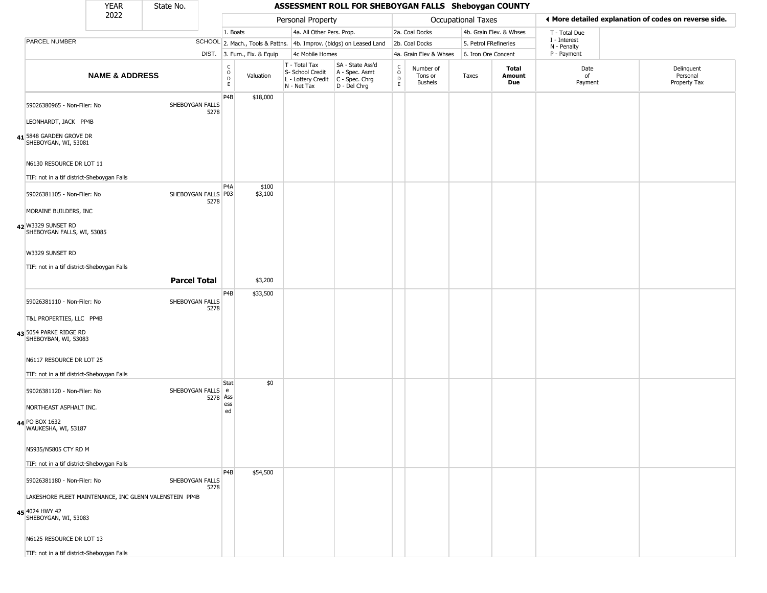| YEAR 2022 | State No. | ASSESSMENT ROLL FOR SHEBOYGAN FALLS Sheboygan COUNTY | | | | | | | | | | |
|---|---|---|---|---|---|---|---|---|---|---|---|---|
| | | Personal Property | | | | Occupational Taxes | | | | ◄ More detailed explanation of codes on reverse side. | | |
| | | 1. Boats | | 4a. All Other Pers. Prop. | | 2a. Coal Docks | | 4b. Grain Elev. & Whses | | T - Total Due | | |
| PARCEL NUMBER | SCHOOL | 2. Mach., Tools & Pattns. | | 4b. Improv. (bldgs) on Leased Land | | 2b. Coal Docks | | 5. Petrol FRefineries | | I - Interest N - Penalty | | |
| | DIST. | 3. Furn., Fix. & Equip | | 4c Mobile Homes | | 4a. Grain Elev & Whses | | 6. Iron Ore Concent | | P - Payment | | |

| | NAME & ADDRESS | SCHOOL DIST. | CODE | Valuation | T - Total Tax S- School Credit L - Lottery Credit N - Net Tax | SA - State Ass'd A - Spec. Asmt C - Spec. Chrg D - Del Chrg | CODE | Number of Tons or Bushels | Taxes | Total Amount Due | Date of Payment | Delinquent Personal Property Tax |
|---|---|---|---|---|---|---|---|---|---|---|---|---|
| 41 | 59026380965 - Non-Filer: No<br>LEONHARDT, JACK PP4B<br>5848 GARDEN GROVE DR<br>SHEBOYGAN, WI, 53081<br>N6130 RESOURCE DR LOT 11<br>TIF: not in a tif district-Sheboygan Falls | SHEBOYGAN FALLS 5278 | P4B | $18,000 | | | | | | | | |
| 42 | 59026381105 - Non-Filer: No<br>MORAINE BUILDERS, INC<br>W3329 SUNSET RD<br>SHEBOYGAN FALLS, WI, 53085<br>W3329 SUNSET RD<br>TIF: not in a tif district-Sheboygan Falls | SHEBOYGAN FALLS 5278 | P4A<br>P03 | $100<br>$3,100 | | | | | | | | |
| | **Parcel Total** | | | $3,200 | | | | | | | | |
| 43 | 59026381110 - Non-Filer: No<br>T&L PROPERTIES, LLC PP4B<br>5054 PARKE RIDGE RD<br>SHEBOYBAN, WI, 53083<br>N6117 RESOURCE DR LOT 25<br>TIF: not in a tif district-Sheboygan Falls | SHEBOYGAN FALLS 5278 | P4B | $33,500 | | | | | | | | |
| 44 | 59026381120 - Non-Filer: No<br>NORTHEAST ASPHALT INC.<br>PO BOX 1632<br>WAUKESHA, WI, 53187<br>N5935/N5805 CTY RD M<br>TIF: not in a tif district-Sheboygan Falls | SHEBOYGAN FALLS 5278 | State Assessed | $0 | | | | | | | | |
| 45 | 59026381180 - Non-Filer: No<br>LAKESHORE FLEET MAINTENANCE, INC GLENN VALENSTEIN PP4B<br>4024 HWY 42<br>SHEBOYGAN, WI, 53083<br>N6125 RESOURCE DR LOT 13<br>TIF: not in a tif district-Sheboygan Falls | SHEBOYGAN FALLS 5278 | P4B | $54,500 | | | | | | | | |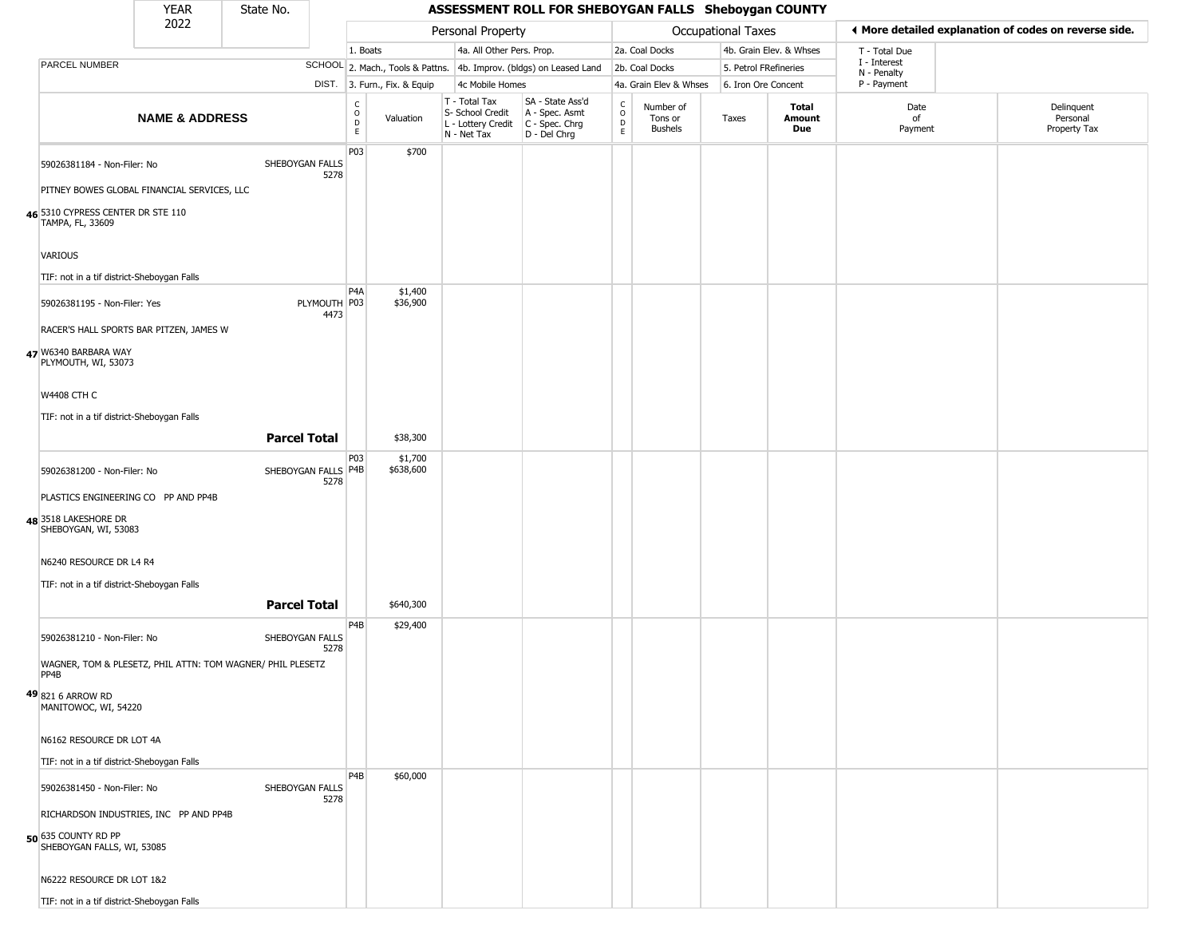| YEAR 2022 | State No. | ASSESSMENT ROLL FOR SHEBOYGAN FALLS Sheboygan COUNTY |
|---|---|---|

◄ More detailed explanation of codes on reverse side.

| PARCEL NUMBER | SCHOOL DIST. | Personal Property: 1. Boats; 2. Mach., Tools & Pattns.; 3. Furn., Fix. & Equip | 4a. All Other Pers. Prop.; 4b. Improv. (bldgs) on Leased Land; 4c Mobile Homes | Occupational Taxes: 2a. Coal Docks; 2b. Coal Docks; 4a. Grain Elev & Whses | 4b. Grain Elev. & Whses; 5. Petrol FRefineries; 6. Iron Ore Concent | T - Total Due; I - Interest; N - Penalty; P - Payment |
|---|---|---|---|---|---|---|

| | NAME & ADDRESS | | CODE | Valuation | T - Total Tax S- School Credit L - Lottery Credit N - Net Tax | SA - State Ass'd A - Spec. Asmt C - Spec. Chrg D - Del Chrg | CODE | Number of Tons or Bushels | Taxes | Total Amount Due | Date of Payment | Delinquent Personal Property Tax |
|---|---|---|---|---|---|---|---|---|---|---|---|---|
| 46 | 59026381184 - Non-Filer: No<br>PITNEY BOWES GLOBAL FINANCIAL SERVICES, LLC<br>5310 CYPRESS CENTER DR STE 110<br>TAMPA, FL, 33609<br>VARIOUS<br>TIF: not in a tif district-Sheboygan Falls | SHEBOYGAN FALLS 5278 | P03 | $700 | | | | | | | | |
| 47 | 59026381195 - Non-Filer: Yes<br>RACER'S HALL SPORTS BAR PITZEN, JAMES W<br>W6340 BARBARA WAY<br>PLYMOUTH, WI, 53073<br>W4408 CTH C<br>TIF: not in a tif district-Sheboygan Falls | PLYMOUTH 4473 | P4A<br>P03 | $1,400<br>$36,900 | | | | | | | | |
| | **Parcel Total** | | | $38,300 | | | | | | | | |
| 48 | 59026381200 - Non-Filer: No<br>PLASTICS ENGINEERING CO PP AND PP4B<br>3518 LAKESHORE DR<br>SHEBOYGAN, WI, 53083<br>N6240 RESOURCE DR L4 R4<br>TIF: not in a tif district-Sheboygan Falls | SHEBOYGAN FALLS 5278 | P03<br>P4B | $1,700<br>$638,600 | | | | | | | | |
| | **Parcel Total** | | | $640,300 | | | | | | | | |
| 49 | 59026381210 - Non-Filer: No<br>WAGNER, TOM & PLESETZ, PHIL ATTN: TOM WAGNER/ PHIL PLESETZ PP4B<br>821 6 ARROW RD<br>MANITOWOC, WI, 54220<br>N6162 RESOURCE DR LOT 4A<br>TIF: not in a tif district-Sheboygan Falls | SHEBOYGAN FALLS 5278 | P4B | $29,400 | | | | | | | | |
| 50 | 59026381450 - Non-Filer: No<br>RICHARDSON INDUSTRIES, INC PP AND PP4B<br>635 COUNTY RD PP<br>SHEBOYGAN FALLS, WI, 53085<br>N6222 RESOURCE DR LOT 1&2<br>TIF: not in a tif district-Sheboygan Falls | SHEBOYGAN FALLS 5278 | P4B | $60,000 | | | | | | | | |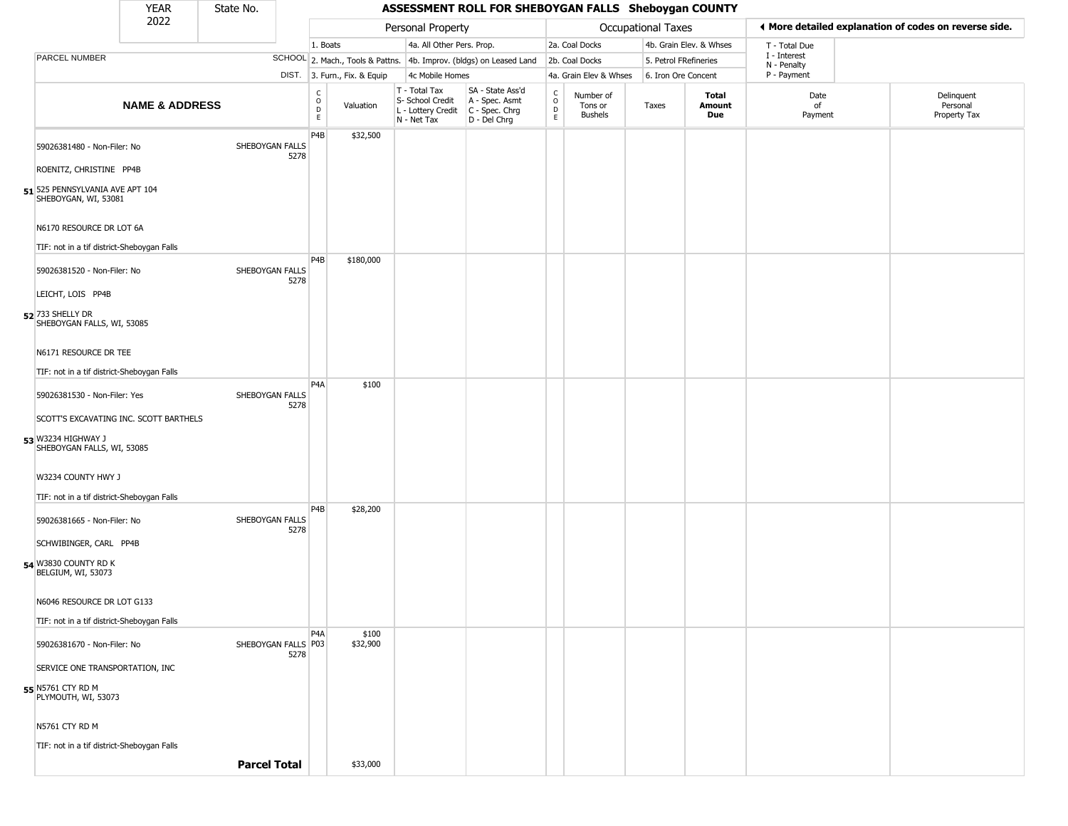# ASSESSMENT ROLL FOR SHEBOYGAN FALLS Sheboygan COUNTY

YEAR 2022 | State No.

| | | Personal Property | | | | Occupational Taxes | | | | ◄ More detailed explanation of codes on reverse side. | |
|---|---|---|---|---|---|---|---|---|---|---|---|
| PARCEL NUMBER | SCHOOL DIST. | 1. Boats<br>2. Mach., Tools & Pattns.<br>3. Furn., Fix. & Equip | | 4a. All Other Pers. Prop.<br>4b. Improv. (bldgs) on Leased Land<br>4c Mobile Homes | | 2a. Coal Docks<br>2b. Coal Docks<br>4a. Grain Elev & Whses | | 4b. Grain Elev. & Whses<br>5. Petrol FRefineries<br>6. Iron Ore Concent | | T - Total Due<br>I - Interest<br>N - Penalty<br>P - Payment | |
| **NAME & ADDRESS** | | CODE | Valuation | T - Total Tax<br>S- School Credit<br>L - Lottery Credit<br>N - Net Tax | SA - State Ass'd<br>A - Spec. Asmt<br>C - Spec. Chrg<br>D - Del Chrg | CODE | Number of Tons or Bushels | Taxes | **Total Amount Due** | Date of Payment | Delinquent Personal Property Tax |
| **51** 59026381480 - Non-Filer: No<br>ROENITZ, CHRISTINE PP4B<br>525 PENNSYLVANIA AVE APT 104<br>SHEBOYGAN, WI, 53081<br>N6170 RESOURCE DR LOT 6A<br>TIF: not in a tif district-Sheboygan Falls | SHEBOYGAN FALLS 5278 | P4B | $32,500 | | | | | | | | |
| **52** 59026381520 - Non-Filer: No<br>LEICHT, LOIS PP4B<br>733 SHELLY DR<br>SHEBOYGAN FALLS, WI, 53085<br>N6171 RESOURCE DR TEE<br>TIF: not in a tif district-Sheboygan Falls | SHEBOYGAN FALLS 5278 | P4B | $180,000 | | | | | | | | |
| **53** 59026381530 - Non-Filer: Yes<br>SCOTT'S EXCAVATING INC. SCOTT BARTHELS<br>W3234 HIGHWAY J<br>SHEBOYGAN FALLS, WI, 53085<br>W3234 COUNTY HWY J<br>TIF: not in a tif district-Sheboygan Falls | SHEBOYGAN FALLS 5278 | P4A | $100 | | | | | | | | |
| **54** 59026381665 - Non-Filer: No<br>SCHWIBINGER, CARL PP4B<br>W3830 COUNTY RD K<br>BELGIUM, WI, 53073<br>N6046 RESOURCE DR LOT G133<br>TIF: not in a tif district-Sheboygan Falls | SHEBOYGAN FALLS 5278 | P4B | $28,200 | | | | | | | | |
| **55** 59026381670 - Non-Filer: No<br>SERVICE ONE TRANSPORTATION, INC<br>N5761 CTY RD M<br>PLYMOUTH, WI, 53073<br>N5761 CTY RD M<br>TIF: not in a tif district-Sheboygan Falls | SHEBOYGAN FALLS 5278 | P4A<br>P03 | $100<br>$32,900 | | | | | | | | |
| | **Parcel Total** | | $33,000 | | | | | | | | |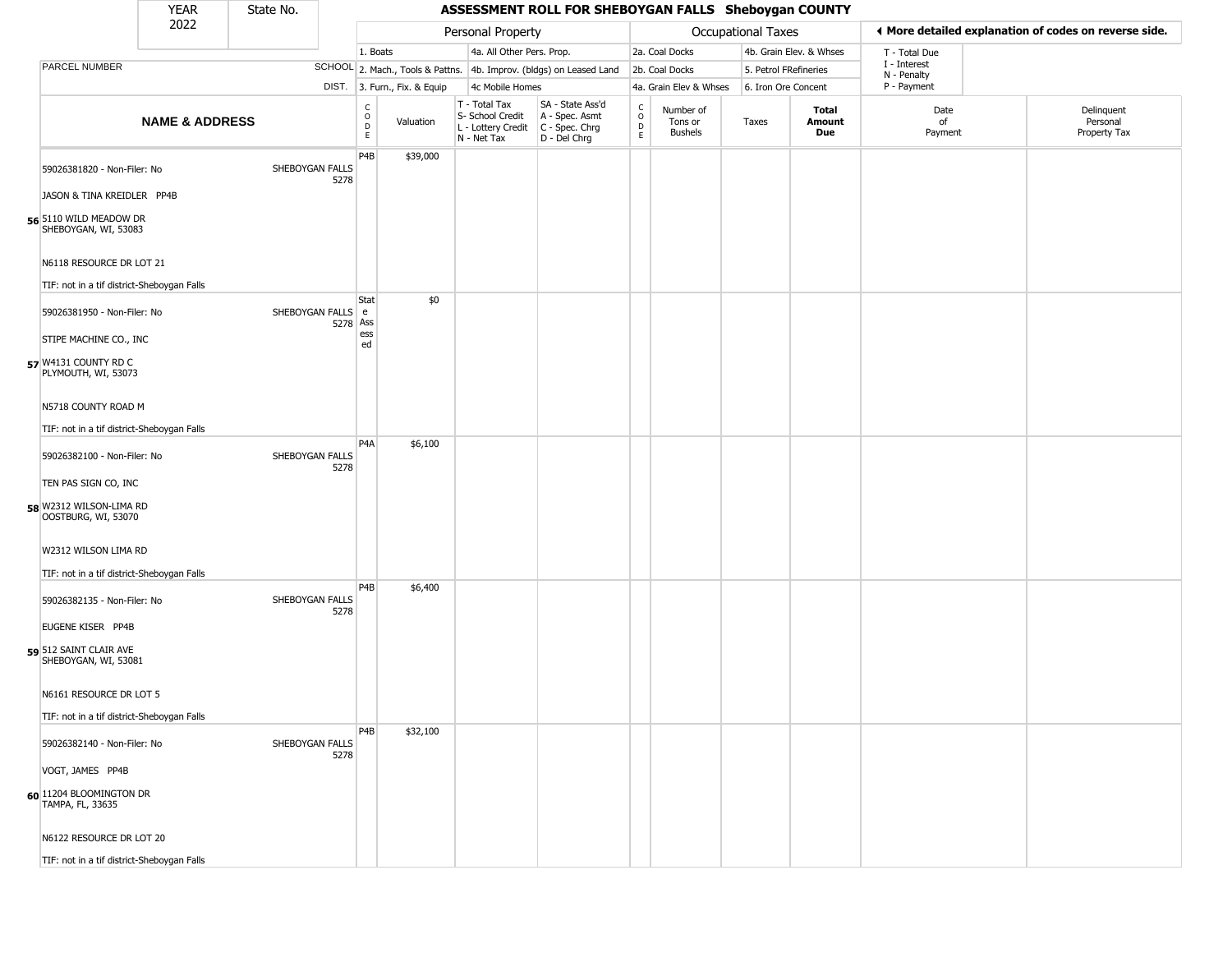| YEAR 2022 | State No. | | ASSESSMENT ROLL FOR SHEBOYGAN FALLS Sheboygan COUNTY | | | | | | | | | |
|---|---|---|---|---|---|---|---|---|---|---|---|---|
| | | | Personal Property | | | | Occupational Taxes | | | | ◀ More detailed explanation of codes on reverse side. | |
| | | | 1. Boats | | 4a. All Other Pers. Prop. | | 2a. Coal Docks | | 4b. Grain Elev. & Whses | | T - Total Due | |
| PARCEL NUMBER | | SCHOOL | 2. Mach., Tools & Pattns. | | 4b. Improv. (bldgs) on Leased Land | | 2b. Coal Docks | | 5. Petrol FRefineries | | I - Interest<br>N - Penalty | |
| | | DIST. | 3. Furn., Fix. & Equip | | 4c Mobile Homes | | 4a. Grain Elev & Whses | | 6. Iron Ore Concent | | P - Payment | |

| | NAME & ADDRESS | SCHOOL DIST. | CODE | Valuation | T - Total Tax<br>S- School Credit<br>L - Lottery Credit<br>N - Net Tax | SA - State Ass'd<br>A - Spec. Asmt<br>C - Spec. Chrg<br>D - Del Chrg | CODE | Number of Tons or Bushels | Taxes | Total Amount Due | Date of Payment | Delinquent Personal Property Tax |
|---|---|---|---|---|---|---|---|---|---|---|---|---|
| 56 | 59026381820 - Non-Filer: No<br>JASON & TINA KREIDLER PP4B<br>5110 WILD MEADOW DR<br>SHEBOYGAN, WI, 53083<br>N6118 RESOURCE DR LOT 21<br>TIF: not in a tif district-Sheboygan Falls | SHEBOYGAN FALLS 5278 | P4B | $39,000 | | | | | | | | |
| 57 | 59026381950 - Non-Filer: No<br>STIPE MACHINE CO., INC<br>W4131 COUNTY RD C<br>PLYMOUTH, WI, 53073<br>N5718 COUNTY ROAD M<br>TIF: not in a tif district-Sheboygan Falls | SHEBOYGAN FALLS 5278 | State Assessed | $0 | | | | | | | | |
| 58 | 59026382100 - Non-Filer: No<br>TEN PAS SIGN CO, INC<br>W2312 WILSON-LIMA RD<br>OOSTBURG, WI, 53070<br>W2312 WILSON LIMA RD<br>TIF: not in a tif district-Sheboygan Falls | SHEBOYGAN FALLS 5278 | P4A | $6,100 | | | | | | | | |
| 59 | 59026382135 - Non-Filer: No<br>EUGENE KISER PP4B<br>512 SAINT CLAIR AVE<br>SHEBOYGAN, WI, 53081<br>N6161 RESOURCE DR LOT 5<br>TIF: not in a tif district-Sheboygan Falls | SHEBOYGAN FALLS 5278 | P4B | $6,400 | | | | | | | | |
| 60 | 59026382140 - Non-Filer: No<br>VOGT, JAMES PP4B<br>11204 BLOOMINGTON DR<br>TAMPA, FL, 33635<br>N6122 RESOURCE DR LOT 20<br>TIF: not in a tif district-Sheboygan Falls | SHEBOYGAN FALLS 5278 | P4B | $32,100 | | | | | | | | |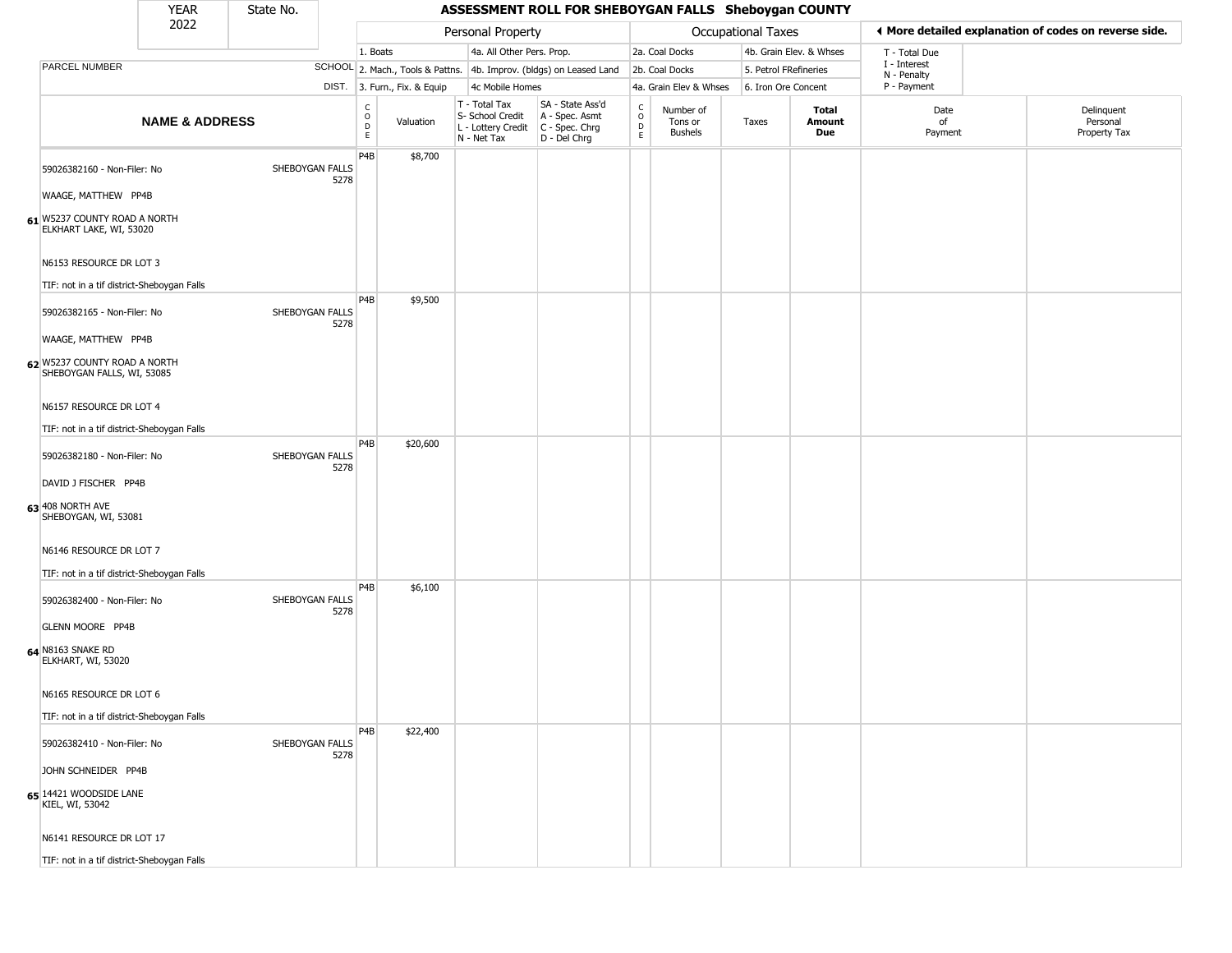| YEAR 2022 | State No. | | | | | | | | | | | |
|---|---|---|---|---|---|---|---|---|---|---|---|---|

# ASSESSMENT ROLL FOR SHEBOYGAN FALLS Sheboygan COUNTY

| | | Personal Property | | | | Occupational Taxes | | | | ◀ More detailed explanation of codes on reverse side. | |
|---|---|---|---|---|---|---|---|---|---|---|---|
| | | 1. Boats | | 4a. All Other Pers. Prop. | | 2a. Coal Docks | | 4b. Grain Elev. & Whses | | T - Total Due | |
| PARCEL NUMBER | SCHOOL | 2. Mach., Tools & Pattns. | | 4b. Improv. (bldgs) on Leased Land | | 2b. Coal Docks | | 5. Petrol FRefineries | | I - Interest, N - Penalty | |
| | DIST. | 3. Furn., Fix. & Equip | | 4c Mobile Homes | | 4a. Grain Elev & Whses | | 6. Iron Ore Concent | | P - Payment | |

| NAME & ADDRESS | SCHOOL DIST. | CODE | Valuation | T - Total Tax, S- School Credit, L - Lottery Credit, N - Net Tax | SA - State Ass'd, A - Spec. Asmt, C - Spec. Chrg, D - Del Chrg | CODE | Number of Tons or Bushels | Taxes | Total Amount Due | Date of Payment | Delinquent Personal Property Tax |
|---|---|---|---|---|---|---|---|---|---|---|---|
| 61 59026382160 - Non-Filer: No<br>WAAGE, MATTHEW PP4B<br>W5237 COUNTY ROAD A NORTH<br>ELKHART LAKE, WI, 53020<br>N6153 RESOURCE DR LOT 3<br>TIF: not in a tif district-Sheboygan Falls | SHEBOYGAN FALLS 5278 | P4B | $8,700 | | | | | | | | |
| 62 59026382165 - Non-Filer: No<br>WAAGE, MATTHEW PP4B<br>W5237 COUNTY ROAD A NORTH<br>SHEBOYGAN FALLS, WI, 53085<br>N6157 RESOURCE DR LOT 4<br>TIF: not in a tif district-Sheboygan Falls | SHEBOYGAN FALLS 5278 | P4B | $9,500 | | | | | | | | |
| 63 59026382180 - Non-Filer: No<br>DAVID J FISCHER PP4B<br>408 NORTH AVE<br>SHEBOYGAN, WI, 53081<br>N6146 RESOURCE DR LOT 7<br>TIF: not in a tif district-Sheboygan Falls | SHEBOYGAN FALLS 5278 | P4B | $20,600 | | | | | | | | |
| 64 59026382400 - Non-Filer: No<br>GLENN MOORE PP4B<br>N8163 SNAKE RD<br>ELKHART, WI, 53020<br>N6165 RESOURCE DR LOT 6<br>TIF: not in a tif district-Sheboygan Falls | SHEBOYGAN FALLS 5278 | P4B | $6,100 | | | | | | | | |
| 65 59026382410 - Non-Filer: No<br>JOHN SCHNEIDER PP4B<br>14421 WOODSIDE LANE<br>KIEL, WI, 53042<br>N6141 RESOURCE DR LOT 17<br>TIF: not in a tif district-Sheboygan Falls | SHEBOYGAN FALLS 5278 | P4B | $22,400 | | | | | | | | |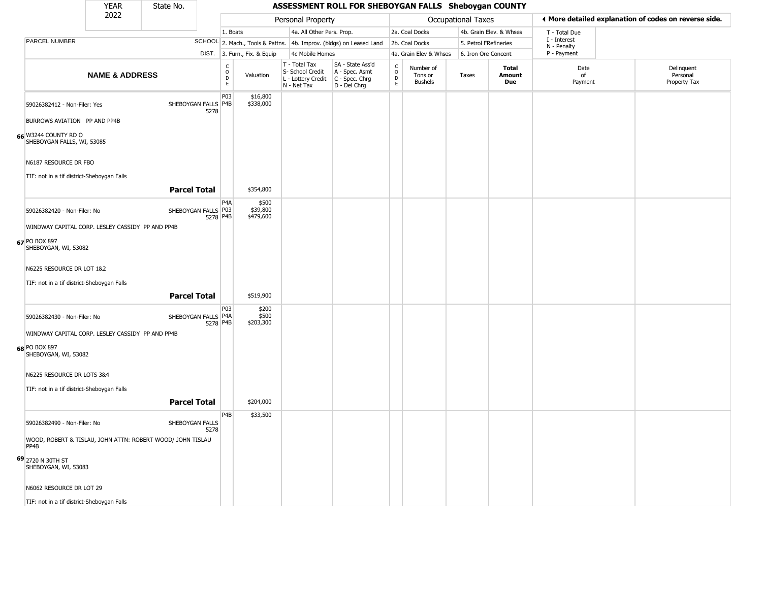| YEAR 2022 | State No. | | ASSESSMENT ROLL FOR SHEBOYGAN FALLS Sheboygan COUNTY | | | | | | | | | |
|---|---|---|---|---|---|---|---|---|---|---|---|---|

| | | Personal Property | | | | Occupational Taxes | | | | ◂ More detailed explanation of codes on reverse side. | |
|---|---|---|---|---|---|---|---|---|---|---|---|
| | | 1. Boats | | 4a. All Other Pers. Prop. | | 2a. Coal Docks | | 4b. Grain Elev. & Whses | | T - Total Due | |
| PARCEL NUMBER | SCHOOL | 2. Mach., Tools & Pattns. | | 4b. Improv. (bldgs) on Leased Land | | 2b. Coal Docks | | 5. Petrol FRefineries | | I - Interest N - Penalty | |
| | DIST. | 3. Furn., Fix. & Equip | | 4c Mobile Homes | | 4a. Grain Elev & Whses | | 6. Iron Ore Concent | | P - Payment | |

| NAME & ADDRESS | | CODE | Valuation | T - Total Tax S- School Credit L - Lottery Credit N - Net Tax | SA - State Ass'd A - Spec. Asmt C - Spec. Chrg D - Del Chrg | CODE | Number of Tons or Bushels | Taxes | Total Amount Due | Date of Payment | Delinquent Personal Property Tax |
|---|---|---|---|---|---|---|---|---|---|---|---|
| 66 59026382412 - Non-Filer: Yes<br>BURROWS AVIATION PP AND PP4B<br>W3244 COUNTY RD O<br>SHEBOYGAN FALLS, WI, 53085<br>N6187 RESOURCE DR FBO<br>TIF: not in a tif district-Sheboygan Falls | SHEBOYGAN FALLS 5278 | P03<br>P4B | $16,800<br>$338,000 | | | | | | | | |
| **Parcel Total** | | | $354,800 | | | | | | | | |
| 67 59026382420 - Non-Filer: No<br>WINDWAY CAPITAL CORP. LESLEY CASSIDY PP AND PP4B<br>PO BOX 897<br>SHEBOYGAN, WI, 53082<br>N6225 RESOURCE DR LOT 1&2<br>TIF: not in a tif district-Sheboygan Falls | SHEBOYGAN FALLS 5278 | P4A<br>P03<br>P4B | $500<br>$39,800<br>$479,600 | | | | | | | | |
| **Parcel Total** | | | $519,900 | | | | | | | | |
| 68 59026382430 - Non-Filer: No<br>WINDWAY CAPITAL CORP. LESLEY CASSIDY PP AND PP4B<br>PO BOX 897<br>SHEBOYGAN, WI, 53082<br>N6225 RESOURCE DR LOTS 3&4<br>TIF: not in a tif district-Sheboygan Falls | SHEBOYGAN FALLS 5278 | P03<br>P4A<br>P4B | $200<br>$500<br>$203,300 | | | | | | | | |
| **Parcel Total** | | | $204,000 | | | | | | | | |
| 69 59026382490 - Non-Filer: No<br>WOOD, ROBERT & TISLAU, JOHN ATTN: ROBERT WOOD/ JOHN TISLAU PP4B<br>2720 N 30TH ST<br>SHEBOYGAN, WI, 53083<br>N6062 RESOURCE DR LOT 29<br>TIF: not in a tif district-Sheboygan Falls | SHEBOYGAN FALLS 5278 | P4B | $33,500 | | | | | | | | |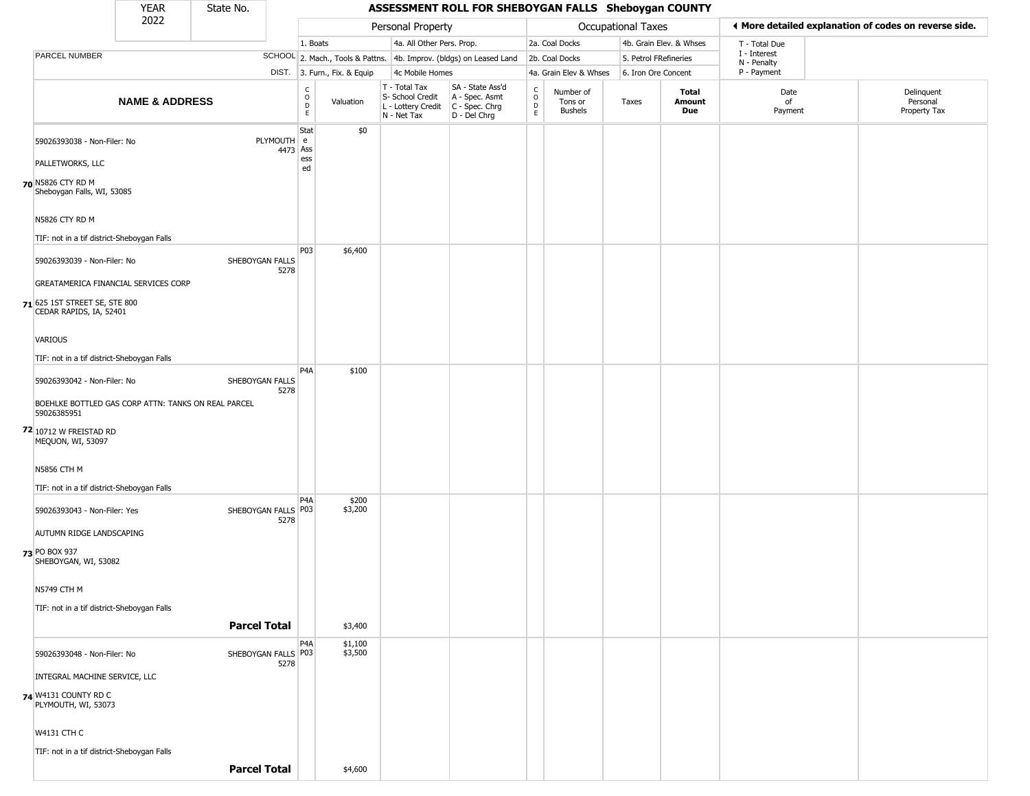| YEAR 2022 | State No. | ASSESSMENT ROLL FOR SHEBOYGAN FALLS Sheboygan COUNTY | | | | | | | | | |
|---|---|---|---|---|---|---|---|---|---|---|---|

| | | Personal Property | | | | Occupational Taxes | | | | ◄ More detailed explanation of codes on reverse side. | |
|---|---|---|---|---|---|---|---|---|---|---|---|
| | | 1. Boats | | 4a. All Other Pers. Prop. | | 2a. Coal Docks | | 4b. Grain Elev. & Whses | | T - Total Due | |
| PARCEL NUMBER | SCHOOL | 2. Mach., Tools & Pattns. | | 4b. Improv. (bldgs) on Leased Land | | 2b. Coal Docks | | 5. Petrol FRefineries | | I - Interest<br>N - Penalty | |
| | DIST. | 3. Furn., Fix. & Equip | | 4c Mobile Homes | | 4a. Grain Elev & Whses | | 6. Iron Ore Concent | | P - Payment | |
| NAME & ADDRESS | | CODE | Valuation | T - Total Tax<br>S- School Credit<br>L - Lottery Credit<br>N - Net Tax | SA - State Ass'd<br>A - Spec. Asmt<br>C - Spec. Chrg<br>D - Del Chrg | CODE | Number of Tons or Bushels | Taxes | Total Amount Due | Date of Payment | Delinquent Personal Property Tax |
| 70 59026393038 - Non-Filer: No<br>PALLETWORKS, LLC<br>N5826 CTY RD M<br>Sheboygan Falls, WI, 53085<br>N5826 CTY RD M<br>TIF: not in a tif district-Sheboygan Falls | PLYMOUTH 4473 | State Assessed | $0 | | | | | | | | |
| 71 59026393039 - Non-Filer: No<br>GREATAMERICA FINANCIAL SERVICES CORP<br>625 1ST STREET SE, STE 800<br>CEDAR RAPIDS, IA, 52401<br>VARIOUS<br>TIF: not in a tif district-Sheboygan Falls | SHEBOYGAN FALLS 5278 | P03 | $6,400 | | | | | | | | |
| 72 59026393042 - Non-Filer: No<br>BOEHLKE BOTTLED GAS CORP ATTN: TANKS ON REAL PARCEL 59026385951<br>10712 W FREISTAD RD<br>MEQUON, WI, 53097<br>N5856 CTH M<br>TIF: not in a tif district-Sheboygan Falls | SHEBOYGAN FALLS 5278 | P4A | $100 | | | | | | | | |
| 73 59026393043 - Non-Filer: Yes<br>AUTUMN RIDGE LANDSCAPING<br>PO BOX 937<br>SHEBOYGAN, WI, 53082<br>N5749 CTH M<br>TIF: not in a tif district-Sheboygan Falls | SHEBOYGAN FALLS 5278 | P4A<br>P03 | $200<br>$3,200 | | | | | | | | |
| | **Parcel Total** | | $3,400 | | | | | | | | |
| 74 59026393048 - Non-Filer: No<br>INTEGRAL MACHINE SERVICE, LLC<br>W4131 COUNTY RD C<br>PLYMOUTH, WI, 53073<br>W4131 CTH C<br>TIF: not in a tif district-Sheboygan Falls | SHEBOYGAN FALLS 5278 | P4A<br>P03 | $1,100<br>$3,500 | | | | | | | | |
| | **Parcel Total** | | $4,600 | | | | | | | | |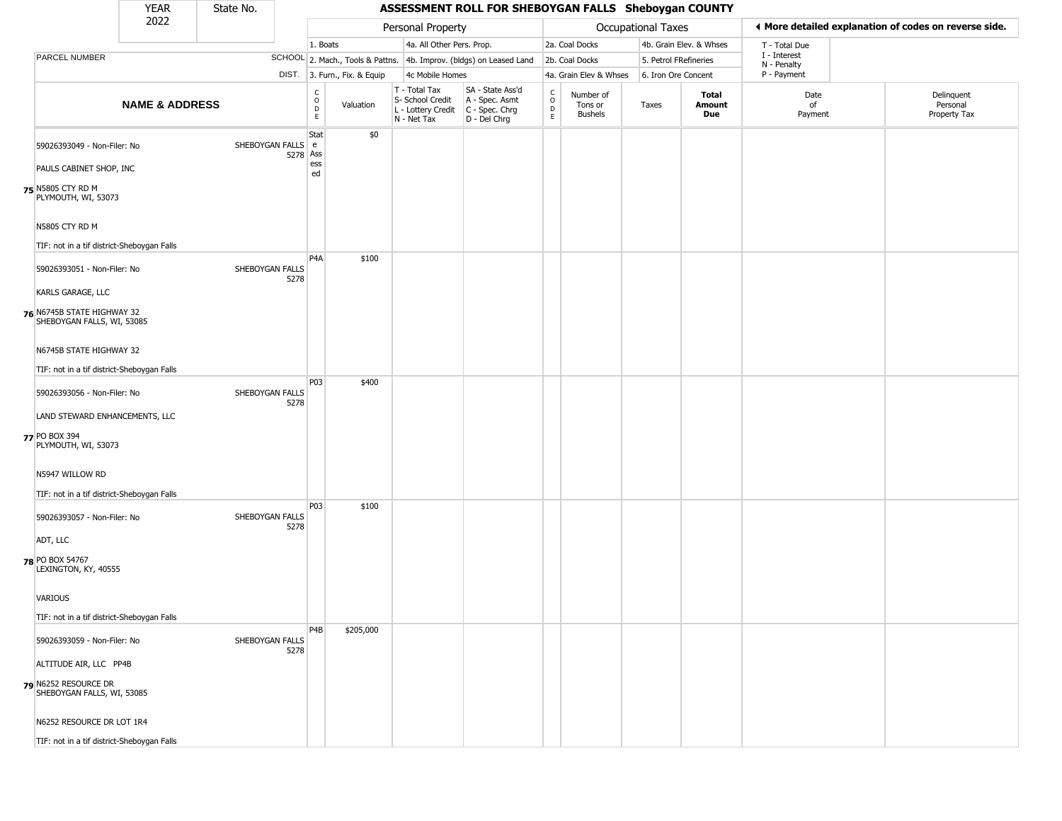# ASSESSMENT ROLL FOR SHEBOYGAN FALLS Sheboygan COUNTY

YEAR 2022 | State No.

| | | Personal Property | | | | Occupational Taxes | | | | ◄ More detailed explanation of codes on reverse side. | |
|---|---|---|---|---|---|---|---|---|---|---|---|
| | | 1. Boats | | 4a. All Other Pers. Prop. | | 2a. Coal Docks | | 4b. Grain Elev. & Whses | | T - Total Due | |
| PARCEL NUMBER | SCHOOL | 2. Mach., Tools & Pattns. | | 4b. Improv. (bldgs) on Leased Land | | 2b. Coal Docks | | 5. Petrol FRefineries | | I - Interest, N - Penalty | |
| | DIST. | 3. Furn., Fix. & Equip | | 4c Mobile Homes | | 4a. Grain Elev & Whses | | 6. Iron Ore Concent | | P - Payment | |
| **NAME & ADDRESS** | | CODE | Valuation | T - Total Tax, S- School Credit, L - Lottery Credit, N - Net Tax | SA - State Ass'd, A - Spec. Asmt, C - Spec. Chrg, D - Del Chrg | CODE | Number of Tons or Bushels | Taxes | **Total Amount Due** | Date of Payment | Delinquent Personal Property Tax |
| 75 59026393049 - Non-Filer: No<br>PAULS CABINET SHOP, INC<br>N5805 CTY RD M<br>PLYMOUTH, WI, 53073<br>N5805 CTY RD M<br>TIF: not in a tif district-Sheboygan Falls | SHEBOYGAN FALLS 5278 | State Assessed | $0 | | | | | | | | |
| 76 59026393051 - Non-Filer: No<br>KARLS GARAGE, LLC<br>N6745B STATE HIGHWAY 32<br>SHEBOYGAN FALLS, WI, 53085<br>N6745B STATE HIGHWAY 32<br>TIF: not in a tif district-Sheboygan Falls | SHEBOYGAN FALLS 5278 | P4A | $100 | | | | | | | | |
| 77 59026393056 - Non-Filer: No<br>LAND STEWARD ENHANCEMENTS, LLC<br>PO BOX 394<br>PLYMOUTH, WI, 53073<br>N5947 WILLOW RD<br>TIF: not in a tif district-Sheboygan Falls | SHEBOYGAN FALLS 5278 | P03 | $400 | | | | | | | | |
| 78 59026393057 - Non-Filer: No<br>ADT, LLC<br>PO BOX 54767<br>LEXINGTON, KY, 40555<br>VARIOUS<br>TIF: not in a tif district-Sheboygan Falls | SHEBOYGAN FALLS 5278 | P03 | $100 | | | | | | | | |
| 79 59026393059 - Non-Filer: No<br>ALTITUDE AIR, LLC PP4B<br>N6252 RESOURCE DR<br>SHEBOYGAN FALLS, WI, 53085<br>N6252 RESOURCE DR LOT 1R4<br>TIF: not in a tif district-Sheboygan Falls | SHEBOYGAN FALLS 5278 | P4B | $205,000 | | | | | | | | |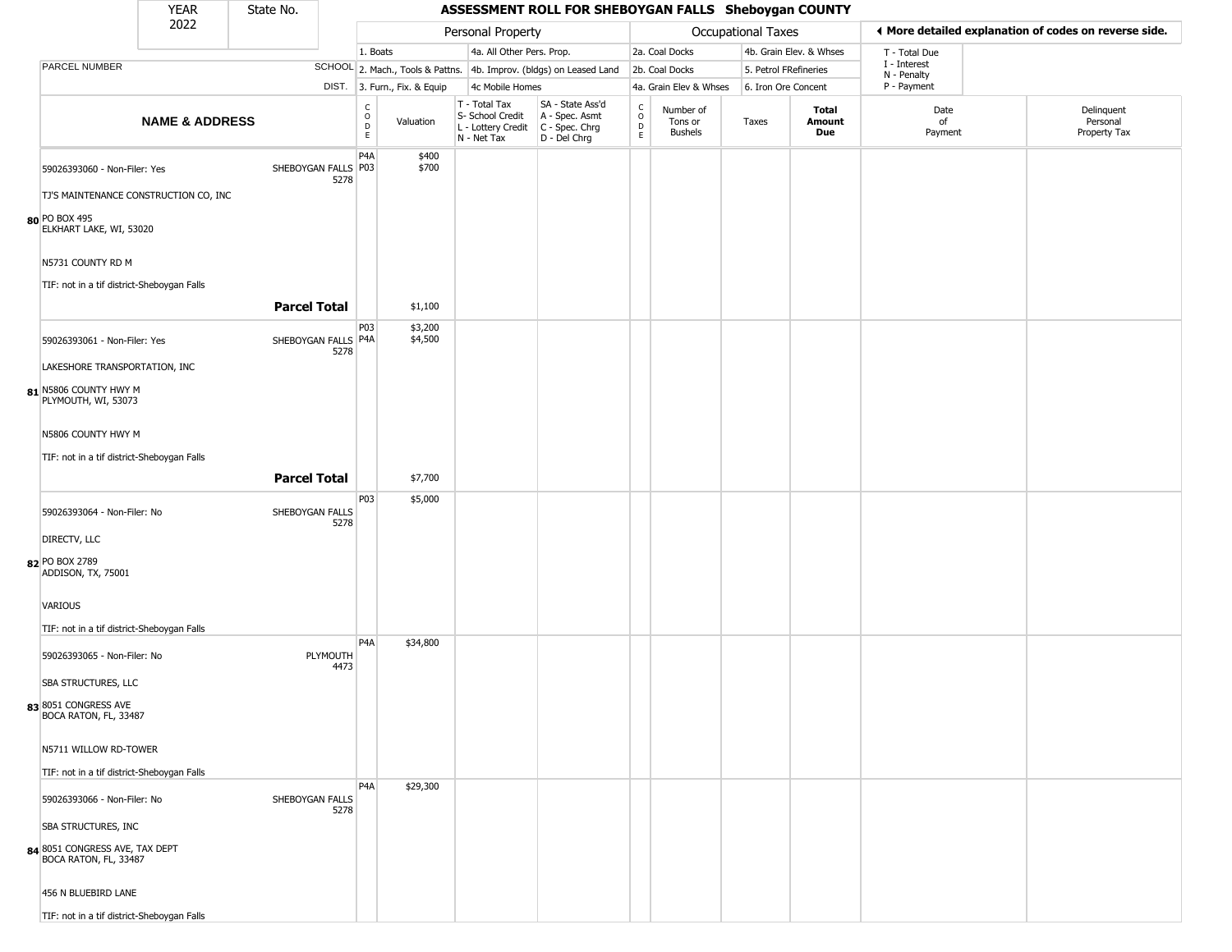# ASSESSMENT ROLL FOR SHEBOYGAN FALLS Sheboygan COUNTY

| YEAR | State No. |
|---|---|
| 2022 | |

◄ More detailed explanation of codes on reverse side.

| PARCEL NUMBER | SCHOOL DIST. | Personal Property | | | | Occupational Taxes | | | | |
|---|---|---|---|---|---|---|---|---|---|---|
| | | 1. Boats | 4a. All Other Pers. Prop. | | | 2a. Coal Docks | 4b. Grain Elev. & Whses | | T - Total Due | |
| | | 2. Mach., Tools & Pattns. | 4b. Improv. (bldgs) on Leased Land | | | 2b. Coal Docks | 5. Petrol FRefineries | | I - Interest, N - Penalty | |
| | | 3. Furn., Fix. & Equip | 4c Mobile Homes | | | 4a. Grain Elev & Whses | 6. Iron Ore Concent | | P - Payment | |

| | NAME & ADDRESS | SCHOOL DIST. | CODE | Valuation | T - Total Tax, S- School Credit, L - Lottery Credit, N - Net Tax | SA - State Ass'd, A - Spec. Asmt, C - Spec. Chrg, D - Del Chrg | CODE | Number of Tons or Bushels | Taxes | Total Amount Due | Date of Payment | Delinquent Personal Property Tax |
|---|---|---|---|---|---|---|---|---|---|---|---|---|
| 80 | 59026393060 - Non-Filer: Yes<br>TJ'S MAINTENANCE CONSTRUCTION CO, INC<br>PO BOX 495<br>ELKHART LAKE, WI, 53020<br>N5731 COUNTY RD M<br>TIF: not in a tif district-Sheboygan Falls | SHEBOYGAN FALLS 5278 | P4A<br>P03 | $400<br>$700 | | | | | | | | |
| | **Parcel Total** | | | $1,100 | | | | | | | | |
| 81 | 59026393061 - Non-Filer: Yes<br>LAKESHORE TRANSPORTATION, INC<br>N5806 COUNTY HWY M<br>PLYMOUTH, WI, 53073<br>N5806 COUNTY HWY M<br>TIF: not in a tif district-Sheboygan Falls | SHEBOYGAN FALLS 5278 | P03<br>P4A | $3,200<br>$4,500 | | | | | | | | |
| | **Parcel Total** | | | $7,700 | | | | | | | | |
| 82 | 59026393064 - Non-Filer: No<br>DIRECTV, LLC<br>PO BOX 2789<br>ADDISON, TX, 75001<br>VARIOUS<br>TIF: not in a tif district-Sheboygan Falls | SHEBOYGAN FALLS 5278 | P03 | $5,000 | | | | | | | | |
| 83 | 59026393065 - Non-Filer: No<br>SBA STRUCTURES, LLC<br>8051 CONGRESS AVE<br>BOCA RATON, FL, 33487<br>N5711 WILLOW RD-TOWER<br>TIF: not in a tif district-Sheboygan Falls | PLYMOUTH 4473 | P4A | $34,800 | | | | | | | | |
| 84 | 59026393066 - Non-Filer: No<br>SBA STRUCTURES, INC<br>8051 CONGRESS AVE, TAX DEPT<br>BOCA RATON, FL, 33487<br>456 N BLUEBIRD LANE<br>TIF: not in a tif district-Sheboygan Falls | SHEBOYGAN FALLS 5278 | P4A | $29,300 | | | | | | | | |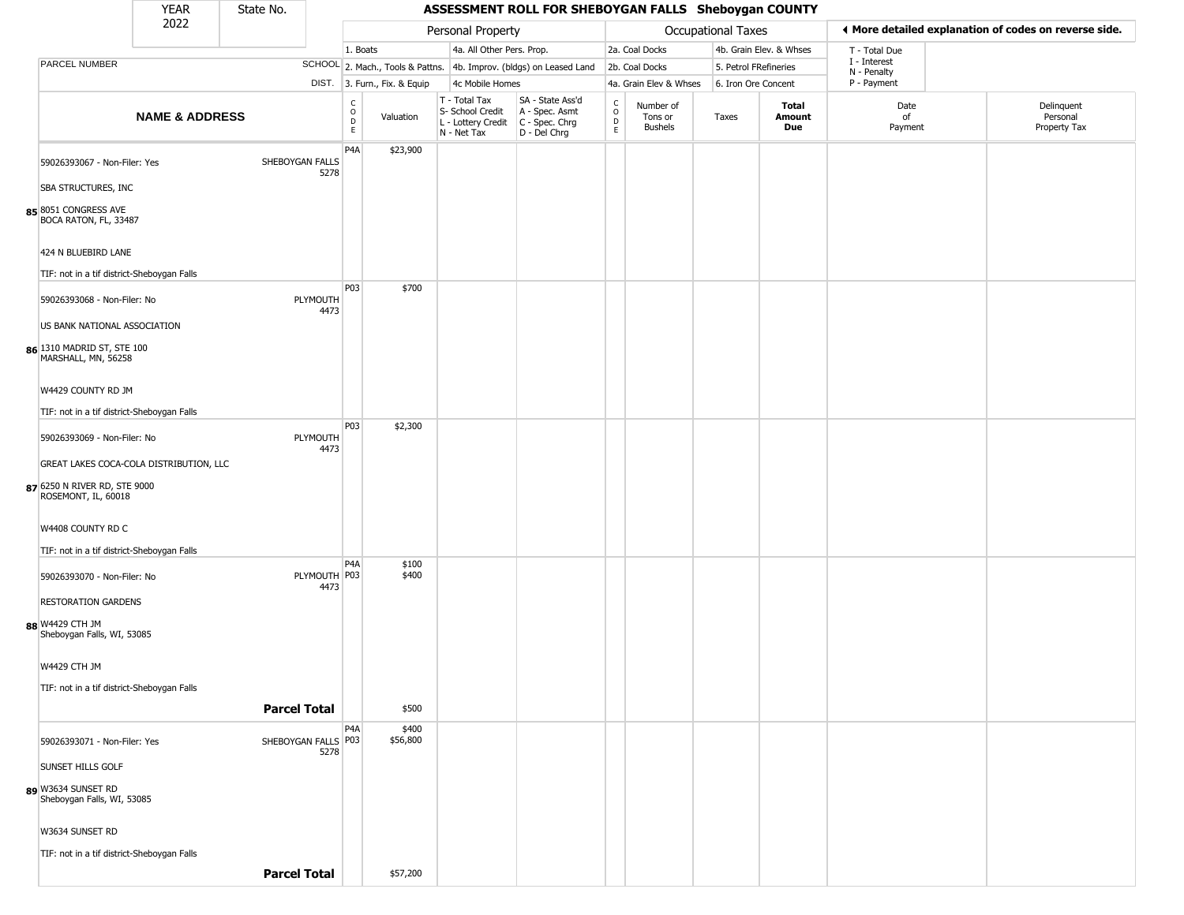# ASSESSMENT ROLL FOR SHEBOYGAN FALLS Sheboygan COUNTY

YEAR 2022 | State No.

| | | Personal Property | | | | Occupational Taxes | | | | ◄ More detailed explanation of codes on reverse side. | |
|---|---|---|---|---|---|---|---|---|---|---|---|
| PARCEL NUMBER | SCHOOL DIST. | 1. Boats<br>2. Mach., Tools & Pattns.<br>3. Furn., Fix. & Equip | | 4a. All Other Pers. Prop.<br>4b. Improv. (bldgs) on Leased Land<br>4c Mobile Homes | | 2a. Coal Docks<br>2b. Coal Docks<br>4a. Grain Elev & Whses | | 4b. Grain Elev. & Whses<br>5. Petrol FRefineries<br>6. Iron Ore Concent | | T - Total Due<br>I - Interest<br>N - Penalty<br>P - Payment | |
| **NAME & ADDRESS** | | CODE | Valuation | T - Total Tax<br>S- School Credit<br>L - Lottery Credit<br>N - Net Tax | SA - State Ass'd<br>A - Spec. Asmt<br>C - Spec. Chrg<br>D - Del Chrg | CODE | Number of Tons or Bushels | Taxes | **Total Amount Due** | Date of Payment | Delinquent Personal Property Tax |
| 85 59026393067 - Non-Filer: Yes<br>SBA STRUCTURES, INC<br>8051 CONGRESS AVE<br>BOCA RATON, FL, 33487<br>424 N BLUEBIRD LANE<br>TIF: not in a tif district-Sheboygan Falls | SHEBOYGAN FALLS 5278 | P4A | $23,900 | | | | | | | | |
| 86 59026393068 - Non-Filer: No<br>US BANK NATIONAL ASSOCIATION<br>1310 MADRID ST, STE 100<br>MARSHALL, MN, 56258<br>W4429 COUNTY RD JM<br>TIF: not in a tif district-Sheboygan Falls | PLYMOUTH 4473 | P03 | $700 | | | | | | | | |
| 87 59026393069 - Non-Filer: No<br>GREAT LAKES COCA-COLA DISTRIBUTION, LLC<br>6250 N RIVER RD, STE 9000<br>ROSEMONT, IL, 60018<br>W4408 COUNTY RD C<br>TIF: not in a tif district-Sheboygan Falls | PLYMOUTH 4473 | P03 | $2,300 | | | | | | | | |
| 88 59026393070 - Non-Filer: No<br>RESTORATION GARDENS<br>W4429 CTH JM<br>Sheboygan Falls, WI, 53085<br>W4429 CTH JM<br>TIF: not in a tif district-Sheboygan Falls | PLYMOUTH 4473 | P4A<br>P03 | $100<br>$400 | | | | | | | | |
| **Parcel Total** | | | $500 | | | | | | | | |
| 89 59026393071 - Non-Filer: Yes<br>SUNSET HILLS GOLF<br>W3634 SUNSET RD<br>Sheboygan Falls, WI, 53085<br>W3634 SUNSET RD<br>TIF: not in a tif district-Sheboygan Falls | SHEBOYGAN FALLS 5278 | P4A<br>P03 | $400<br>$56,800 | | | | | | | | |
| **Parcel Total** | | | $57,200 | | | | | | | | |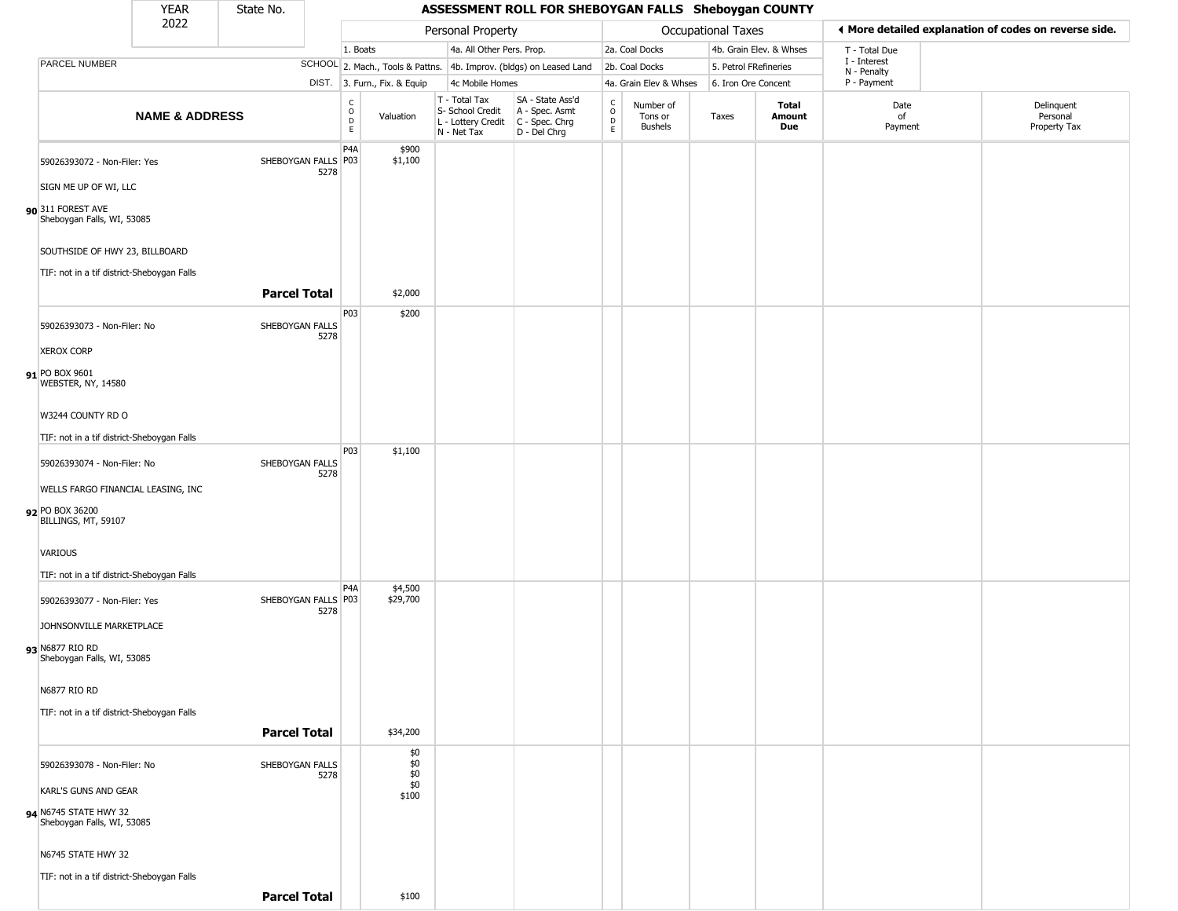| YEAR 2022 | State No. | ASSESSMENT ROLL FOR SHEBOYGAN FALLS Sheboygan COUNTY |
|---|---|---|

| | | Personal Property | | | | Occupational Taxes | | | | ◀ More detailed explanation of codes on reverse side. | |
|---|---|---|---|---|---|---|---|---|---|---|---|
| PARCEL NUMBER | SCHOOL DIST. | 1. Boats<br>2. Mach., Tools & Pattns.<br>3. Furn., Fix. & Equip | | 4a. All Other Pers. Prop.<br>4b. Improv. (bldgs) on Leased Land<br>4c Mobile Homes | | 2a. Coal Docks<br>2b. Coal Docks<br>4a. Grain Elev & Whses | | 4b. Grain Elev. & Whses<br>5. Petrol FRefineries<br>6. Iron Ore Concent | | T - Total Due<br>I - Interest<br>N - Penalty<br>P - Payment | |
| **NAME & ADDRESS** | | CODE | Valuation | T - Total Tax<br>S- School Credit<br>L - Lottery Credit<br>N - Net Tax | SA - State Ass'd<br>A - Spec. Asmt<br>C - Spec. Chrg<br>D - Del Chrg | CODE | Number of Tons or Bushels | Taxes | **Total Amount Due** | Date of Payment | Delinquent Personal Property Tax |
| **90** 59026393072 - Non-Filer: Yes<br>SIGN ME UP OF WI, LLC<br>311 FOREST AVE<br>Sheboygan Falls, WI, 53085<br>SOUTHSIDE OF HWY 23, BILLBOARD<br>TIF: not in a tif district-Sheboygan Falls | SHEBOYGAN FALLS 5278 | P4A<br>P03 | $900<br>$1,100 | | | | | | | | |
| | **Parcel Total** | | $2,000 | | | | | | | | |
| **91** 59026393073 - Non-Filer: No<br>XEROX CORP<br>PO BOX 9601<br>WEBSTER, NY, 14580<br>W3244 COUNTY RD O<br>TIF: not in a tif district-Sheboygan Falls | SHEBOYGAN FALLS 5278 | P03 | $200 | | | | | | | | |
| **92** 59026393074 - Non-Filer: No<br>WELLS FARGO FINANCIAL LEASING, INC<br>PO BOX 36200<br>BILLINGS, MT, 59107<br>VARIOUS<br>TIF: not in a tif district-Sheboygan Falls | SHEBOYGAN FALLS 5278 | P03 | $1,100 | | | | | | | | |
| **93** 59026393077 - Non-Filer: Yes<br>JOHNSONVILLE MARKETPLACE<br>N6877 RIO RD<br>Sheboygan Falls, WI, 53085<br>N6877 RIO RD<br>TIF: not in a tif district-Sheboygan Falls | SHEBOYGAN FALLS 5278 | P4A<br>P03 | $4,500<br>$29,700 | | | | | | | | |
| | **Parcel Total** | | $34,200 | | | | | | | | |
| **94** 59026393078 - Non-Filer: No<br>KARL'S GUNS AND GEAR<br>N6745 STATE HWY 32<br>Sheboygan Falls, WI, 53085<br>N6745 STATE HWY 32<br>TIF: not in a tif district-Sheboygan Falls | SHEBOYGAN FALLS 5278 | | $0<br>$0<br>$0<br>$0<br>$100 | | | | | | | | |
| | **Parcel Total** | | $100 | | | | | | | | |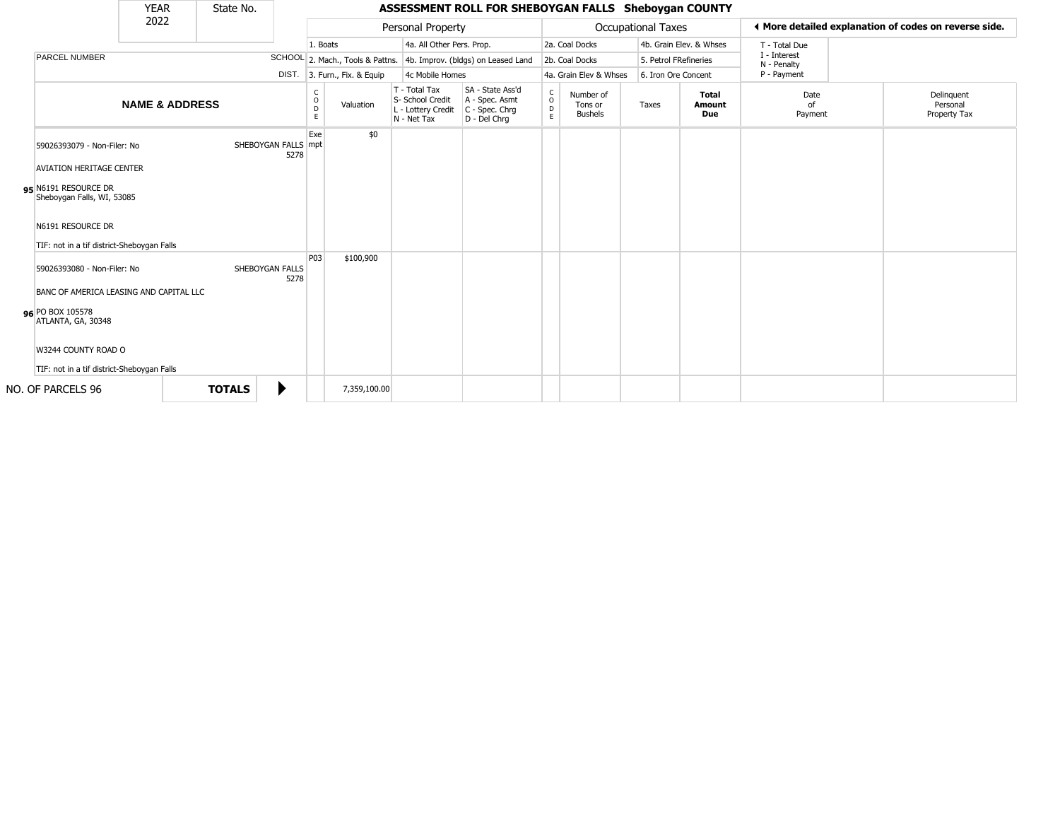| YEAR 2022 | State No. | | ASSESSMENT ROLL FOR SHEBOYGAN FALLS Sheboygan COUNTY | | | | | | | | | | |
|---|---|---|---|---|---|---|---|---|---|---|---|---|---|

| | | Personal Property | | | | Occupational Taxes | | | | ◀ More detailed explanation of codes on reverse side. | |
|---|---|---|---|---|---|---|---|---|---|---|---|
| PARCEL NUMBER | SCHOOL DIST. | 1. Boats<br>2. Mach., Tools & Pattns.<br>3. Furn., Fix. & Equip | | 4a. All Other Pers. Prop.<br>4b. Improv. (bldgs) on Leased Land<br>4c Mobile Homes | | 2a. Coal Docks<br>2b. Coal Docks<br>4a. Grain Elev & Whses | | 4b. Grain Elev. & Whses<br>5. Petrol FRefineries<br>6. Iron Ore Concent | | T - Total Due<br>I - Interest<br>N - Penalty<br>P - Payment | |

| | NAME & ADDRESS | | CODE | Valuation | T - Total Tax<br>S- School Credit<br>L - Lottery Credit<br>N - Net Tax | SA - State Ass'd<br>A - Spec. Asmt<br>C - Spec. Chrg<br>D - Del Chrg | CODE | Number of Tons or Bushels | Taxes | Total Amount Due | Date of Payment | Delinquent Personal Property Tax |
|---|---|---|---|---|---|---|---|---|---|---|---|---|
| 95 | 59026393079 - Non-Filer: No<br>AVIATION HERITAGE CENTER<br>N6191 RESOURCE DR<br>Sheboygan Falls, WI, 53085<br>N6191 RESOURCE DR<br>TIF: not in a tif district-Sheboygan Falls | SHEBOYGAN FALLS 5278 | Exempt | $0 | | | | | | | | |
| 96 | 59026393080 - Non-Filer: No<br>BANC OF AMERICA LEASING AND CAPITAL LLC<br>PO BOX 105578<br>ATLANTA, GA, 30348<br>W3244 COUNTY ROAD O<br>TIF: not in a tif district-Sheboygan Falls | SHEBOYGAN FALLS 5278 | P03 | $100,900 | | | | | | | | |
| NO. OF PARCELS 96 | **TOTALS** ▶ | | | 7,359,100.00 | | | | | | | | |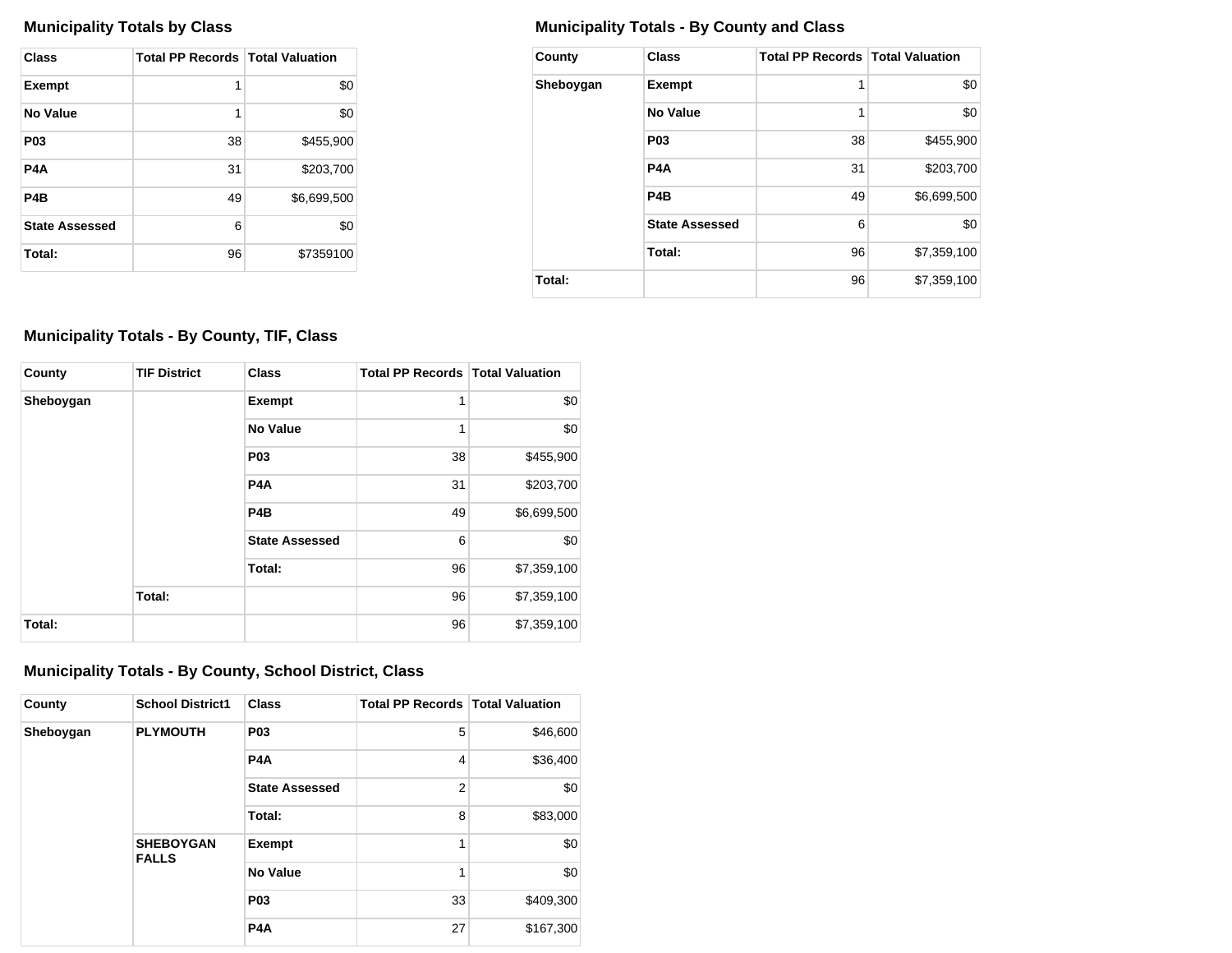### Municipality Totals by Class

| Class | Total PP Records | Total Valuation |
|---|---|---|
| Exempt | 1 | $0 |
| No Value | 1 | $0 |
| P03 | 38 | $455,900 |
| P4A | 31 | $203,700 |
| P4B | 49 | $6,699,500 |
| State Assessed | 6 | $0 |
| Total: | 96 | $7359100 |

### Municipality Totals - By County and Class

| County | Class | Total PP Records | Total Valuation |
|---|---|---|---|
| Sheboygan | Exempt | 1 | $0 |
| | No Value | 1 | $0 |
| | P03 | 38 | $455,900 |
| | P4A | 31 | $203,700 |
| | P4B | 49 | $6,699,500 |
| | State Assessed | 6 | $0 |
| | Total: | 96 | $7,359,100 |
| Total: | | 96 | $7,359,100 |

### Municipality Totals - By County, TIF, Class

| County | TIF District | Class | Total PP Records | Total Valuation |
|---|---|---|---|---|
| Sheboygan | | Exempt | 1 | $0 |
| | | No Value | 1 | $0 |
| | | P03 | 38 | $455,900 |
| | | P4A | 31 | $203,700 |
| | | P4B | 49 | $6,699,500 |
| | | State Assessed | 6 | $0 |
| | | Total: | 96 | $7,359,100 |
| | Total: | | 96 | $7,359,100 |
| Total: | | | 96 | $7,359,100 |

### Municipality Totals - By County, School District, Class

| County | School District1 | Class | Total PP Records | Total Valuation |
|---|---|---|---|---|
| Sheboygan | PLYMOUTH | P03 | 5 | $46,600 |
| | | P4A | 4 | $36,400 |
| | | State Assessed | 2 | $0 |
| | | Total: | 8 | $83,000 |
| | SHEBOYGAN FALLS | Exempt | 1 | $0 |
| | | No Value | 1 | $0 |
| | | P03 | 33 | $409,300 |
| | | P4A | 27 | $167,300 |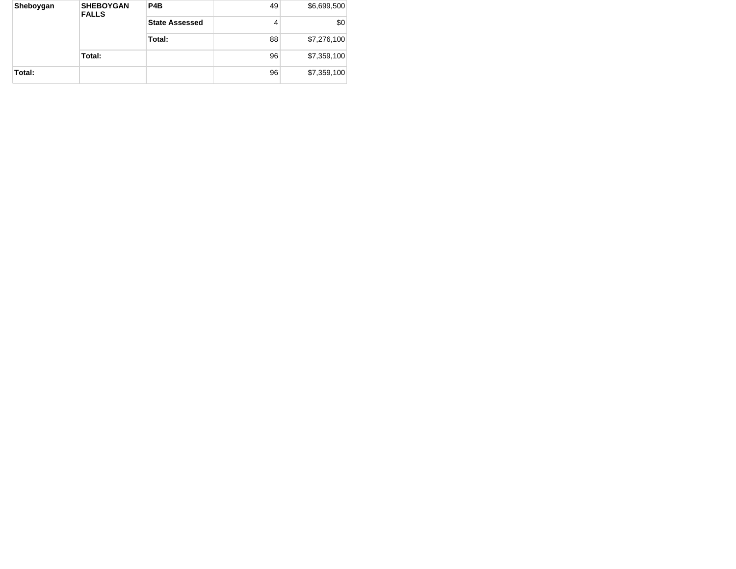| | | | | |
|---|---|---|---|---|
| **Sheboygan** | **SHEBOYGAN FALLS** | **P4B** | 49 | $6,699,500 |
| | | **State Assessed** | 4 | $0 |
| | | **Total:** | 88 | $7,276,100 |
| | **Total:** | | 96 | $7,359,100 |
| **Total:** | | | 96 | $7,359,100 |